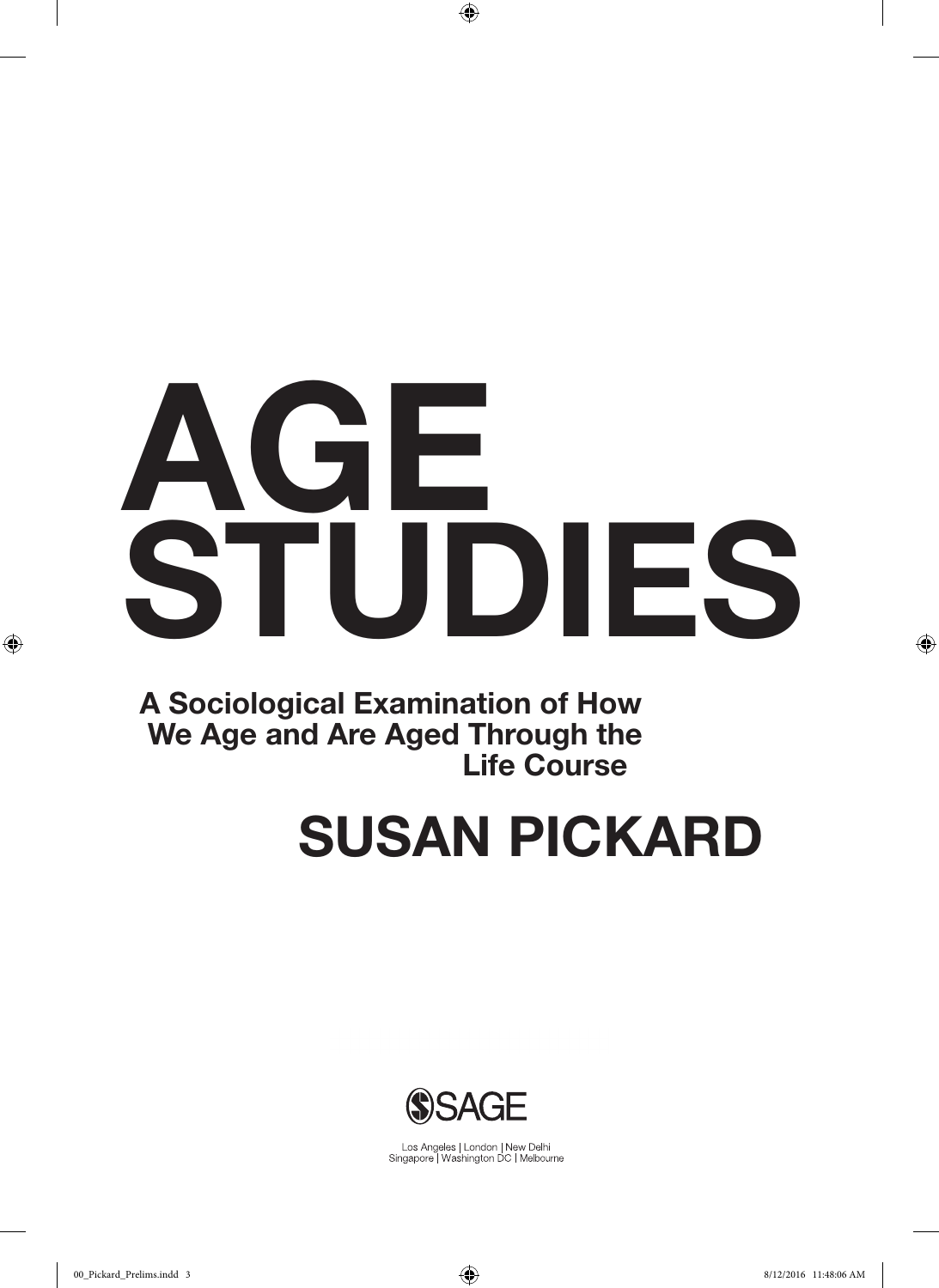# AGE STUDIES

**A Sociological Examination of How We Age and Are Aged Through the Life Course**

## SUSAN PICKARD

SAGE

Los Angeles | London | New Delhi
Singapore | Washington DC | Melbourne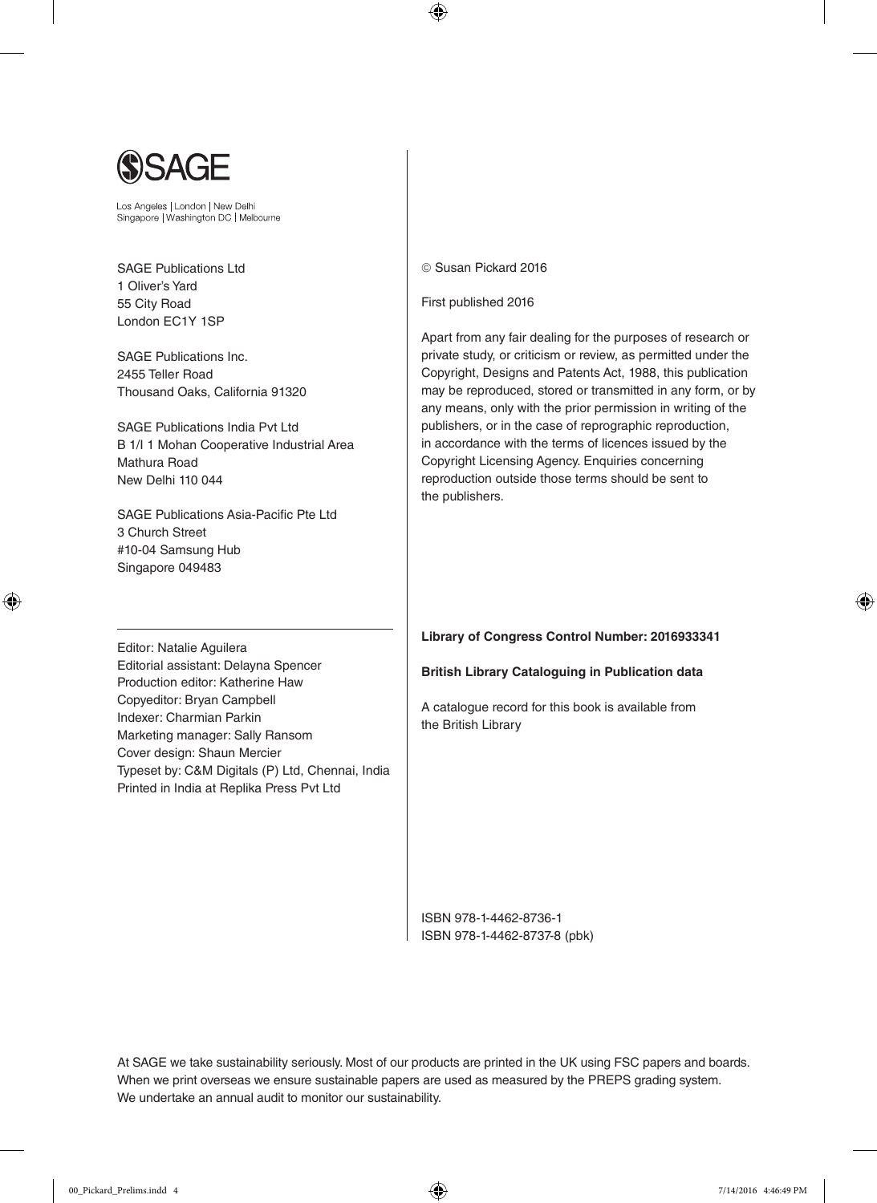SAGE

Los Angeles | London | New Delhi
Singapore | Washington DC | Melbourne

SAGE Publications Ltd
1 Oliver's Yard
55 City Road
London EC1Y 1SP

SAGE Publications Inc.
2455 Teller Road
Thousand Oaks, California 91320

SAGE Publications India Pvt Ltd
B 1/I 1 Mohan Cooperative Industrial Area
Mathura Road
New Delhi 110 044

SAGE Publications Asia-Pacific Pte Ltd
3 Church Street
#10-04 Samsung Hub
Singapore 049483

Editor: Natalie Aguilera
Editorial assistant: Delayna Spencer
Production editor: Katherine Haw
Copyeditor: Bryan Campbell
Indexer: Charmian Parkin
Marketing manager: Sally Ransom
Cover design: Shaun Mercier
Typeset by: C&M Digitals (P) Ltd, Chennai, India
Printed in India at Replika Press Pvt Ltd

© Susan Pickard 2016

First published 2016

Apart from any fair dealing for the purposes of research or private study, or criticism or review, as permitted under the Copyright, Designs and Patents Act, 1988, this publication may be reproduced, stored or transmitted in any form, or by any means, only with the prior permission in writing of the publishers, or in the case of reprographic reproduction, in accordance with the terms of licences issued by the Copyright Licensing Agency. Enquiries concerning reproduction outside those terms should be sent to the publishers.

**Library of Congress Control Number: 2016933341**

**British Library Cataloguing in Publication data**

A catalogue record for this book is available from the British Library

ISBN 978-1-4462-8736-1
ISBN 978-1-4462-8737-8 (pbk)

At SAGE we take sustainability seriously. Most of our products are printed in the UK using FSC papers and boards. When we print overseas we ensure sustainable papers are used as measured by the PREPS grading system. We undertake an annual audit to monitor our sustainability.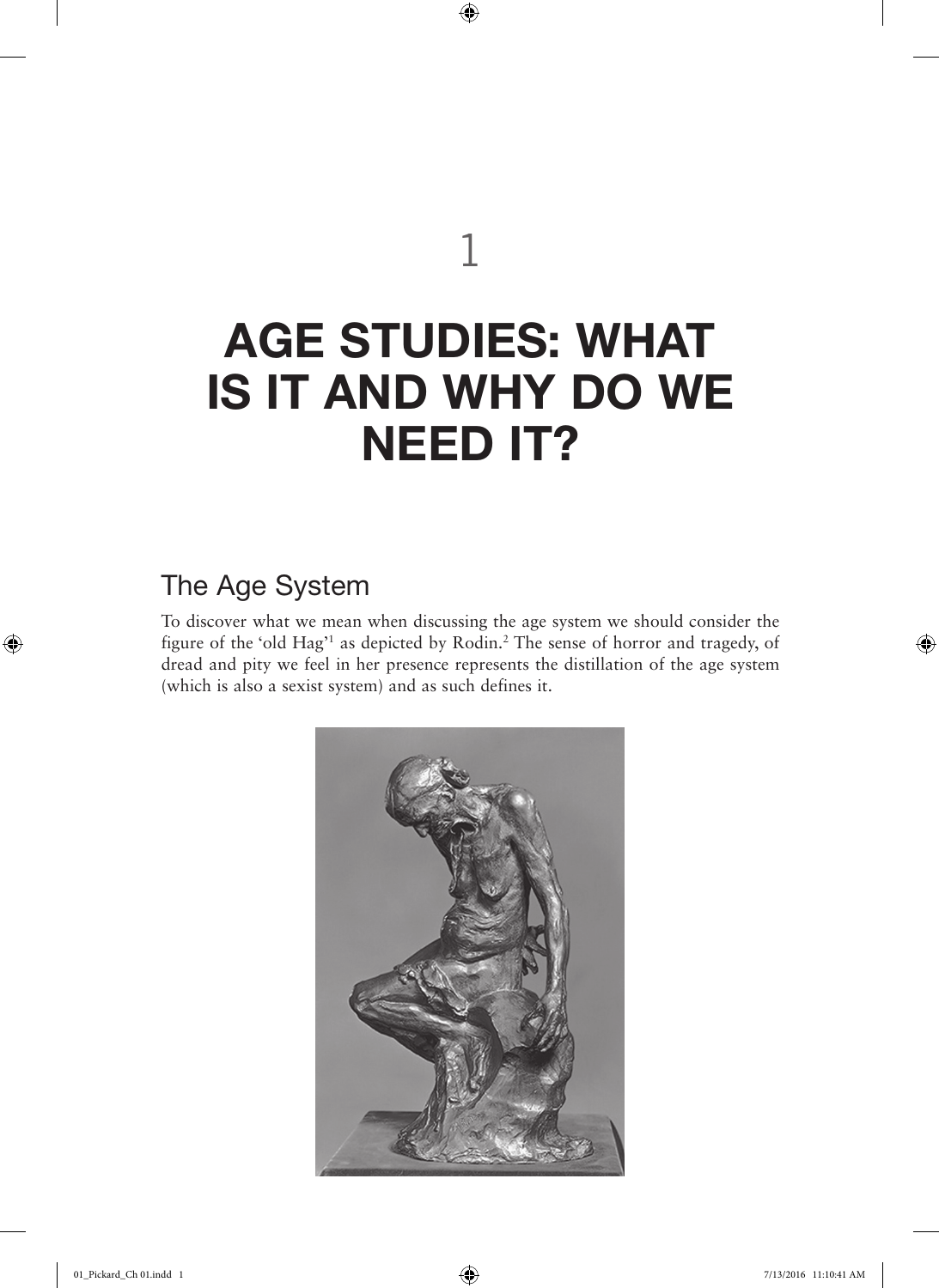# 1

# AGE STUDIES: WHAT IS IT AND WHY DO WE NEED IT?

## The Age System

To discover what we mean when discussing the age system we should consider the figure of the 'old Hag'[1] as depicted by Rodin.[2] The sense of horror and tragedy, of dread and pity we feel in her presence represents the distillation of the age system (which is also a sexist system) and as such defines it.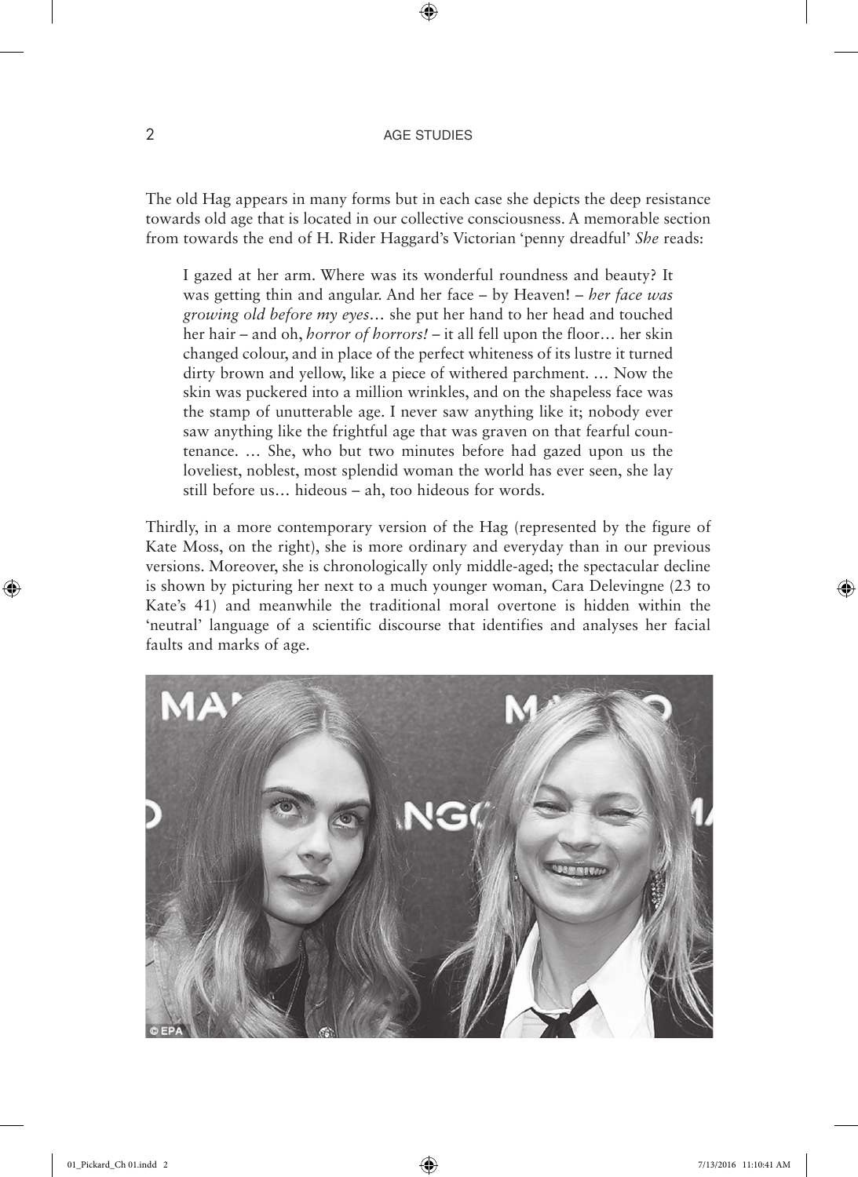The old Hag appears in many forms but in each case she depicts the deep resistance towards old age that is located in our collective consciousness. A memorable section from towards the end of H. Rider Haggard's Victorian 'penny dreadful' *She* reads:

> I gazed at her arm. Where was its wonderful roundness and beauty? It was getting thin and angular. And her face – by Heaven! – *her face was growing old before my eyes*… she put her hand to her head and touched her hair – and oh, *horror of horrors!* – it all fell upon the floor… her skin changed colour, and in place of the perfect whiteness of its lustre it turned dirty brown and yellow, like a piece of withered parchment. … Now the skin was puckered into a million wrinkles, and on the shapeless face was the stamp of unutterable age. I never saw anything like it; nobody ever saw anything like the frightful age that was graven on that fearful countenance. … She, who but two minutes before had gazed upon us the loveliest, noblest, most splendid woman the world has ever seen, she lay still before us… hideous – ah, too hideous for words.

Thirdly, in a more contemporary version of the Hag (represented by the figure of Kate Moss, on the right), she is more ordinary and everyday than in our previous versions. Moreover, she is chronologically only middle-aged; the spectacular decline is shown by picturing her next to a much younger woman, Cara Delevingne (23 to Kate's 41) and meanwhile the traditional moral overtone is hidden within the 'neutral' language of a scientific discourse that identifies and analyses her facial faults and marks of age.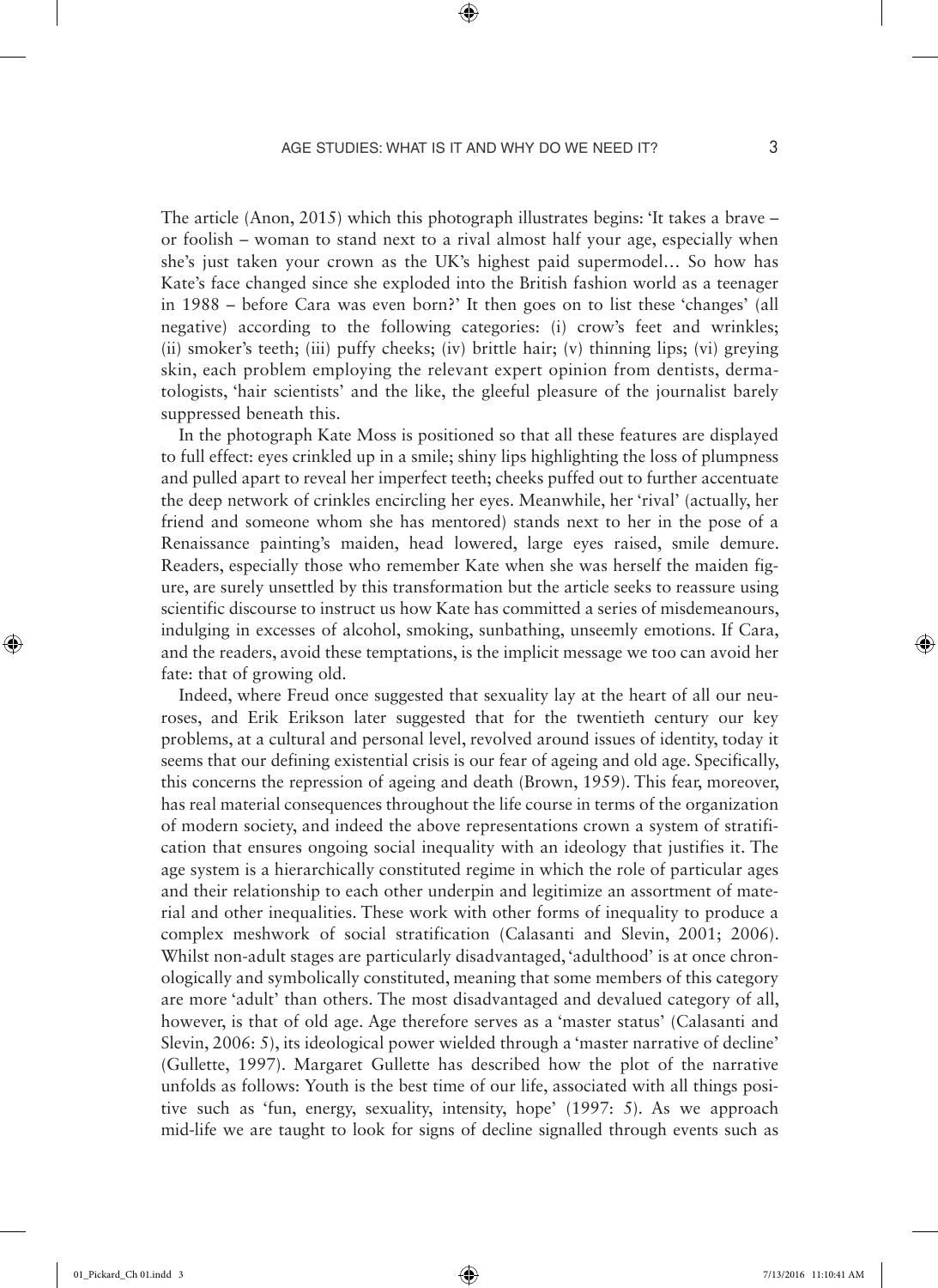The article (Anon, 2015) which this photograph illustrates begins: 'It takes a brave – or foolish – woman to stand next to a rival almost half your age, especially when she's just taken your crown as the UK's highest paid supermodel… So how has Kate's face changed since she exploded into the British fashion world as a teenager in 1988 – before Cara was even born?' It then goes on to list these 'changes' (all negative) according to the following categories: (i) crow's feet and wrinkles; (ii) smoker's teeth; (iii) puffy cheeks; (iv) brittle hair; (v) thinning lips; (vi) greying skin, each problem employing the relevant expert opinion from dentists, dermatologists, 'hair scientists' and the like, the gleeful pleasure of the journalist barely suppressed beneath this.

In the photograph Kate Moss is positioned so that all these features are displayed to full effect: eyes crinkled up in a smile; shiny lips highlighting the loss of plumpness and pulled apart to reveal her imperfect teeth; cheeks puffed out to further accentuate the deep network of crinkles encircling her eyes. Meanwhile, her 'rival' (actually, her friend and someone whom she has mentored) stands next to her in the pose of a Renaissance painting's maiden, head lowered, large eyes raised, smile demure. Readers, especially those who remember Kate when she was herself the maiden figure, are surely unsettled by this transformation but the article seeks to reassure using scientific discourse to instruct us how Kate has committed a series of misdemeanours, indulging in excesses of alcohol, smoking, sunbathing, unseemly emotions. If Cara, and the readers, avoid these temptations, is the implicit message we too can avoid her fate: that of growing old.

Indeed, where Freud once suggested that sexuality lay at the heart of all our neuroses, and Erik Erikson later suggested that for the twentieth century our key problems, at a cultural and personal level, revolved around issues of identity, today it seems that our defining existential crisis is our fear of ageing and old age. Specifically, this concerns the repression of ageing and death (Brown, 1959). This fear, moreover, has real material consequences throughout the life course in terms of the organization of modern society, and indeed the above representations crown a system of stratification that ensures ongoing social inequality with an ideology that justifies it. The age system is a hierarchically constituted regime in which the role of particular ages and their relationship to each other underpin and legitimize an assortment of material and other inequalities. These work with other forms of inequality to produce a complex meshwork of social stratification (Calasanti and Slevin, 2001; 2006). Whilst non-adult stages are particularly disadvantaged, 'adulthood' is at once chronologically and symbolically constituted, meaning that some members of this category are more 'adult' than others. The most disadvantaged and devalued category of all, however, is that of old age. Age therefore serves as a 'master status' (Calasanti and Slevin, 2006: 5), its ideological power wielded through a 'master narrative of decline' (Gullette, 1997). Margaret Gullette has described how the plot of the narrative unfolds as follows: Youth is the best time of our life, associated with all things positive such as 'fun, energy, sexuality, intensity, hope' (1997: 5). As we approach mid-life we are taught to look for signs of decline signalled through events such as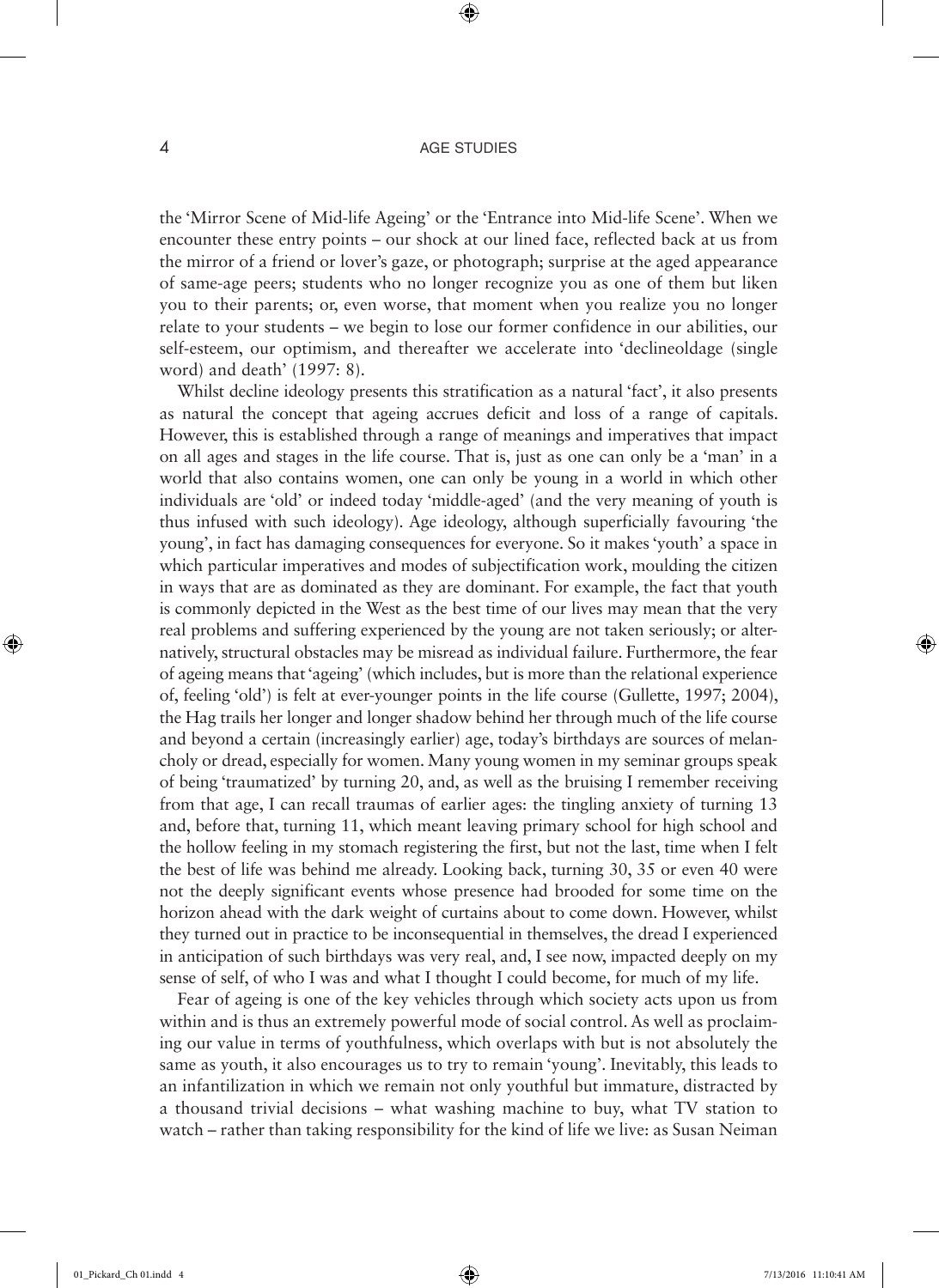the 'Mirror Scene of Mid-life Ageing' or the 'Entrance into Mid-life Scene'. When we encounter these entry points – our shock at our lined face, reflected back at us from the mirror of a friend or lover's gaze, or photograph; surprise at the aged appearance of same-age peers; students who no longer recognize you as one of them but liken you to their parents; or, even worse, that moment when you realize you no longer relate to your students – we begin to lose our former confidence in our abilities, our self-esteem, our optimism, and thereafter we accelerate into 'declineoldage (single word) and death' (1997: 8).

Whilst decline ideology presents this stratification as a natural 'fact', it also presents as natural the concept that ageing accrues deficit and loss of a range of capitals. However, this is established through a range of meanings and imperatives that impact on all ages and stages in the life course. That is, just as one can only be a 'man' in a world that also contains women, one can only be young in a world in which other individuals are 'old' or indeed today 'middle-aged' (and the very meaning of youth is thus infused with such ideology). Age ideology, although superficially favouring 'the young', in fact has damaging consequences for everyone. So it makes 'youth' a space in which particular imperatives and modes of subjectification work, moulding the citizen in ways that are as dominated as they are dominant. For example, the fact that youth is commonly depicted in the West as the best time of our lives may mean that the very real problems and suffering experienced by the young are not taken seriously; or alternatively, structural obstacles may be misread as individual failure. Furthermore, the fear of ageing means that 'ageing' (which includes, but is more than the relational experience of, feeling 'old') is felt at ever-younger points in the life course (Gullette, 1997; 2004), the Hag trails her longer and longer shadow behind her through much of the life course and beyond a certain (increasingly earlier) age, today's birthdays are sources of melancholy or dread, especially for women. Many young women in my seminar groups speak of being 'traumatized' by turning 20, and, as well as the bruising I remember receiving from that age, I can recall traumas of earlier ages: the tingling anxiety of turning 13 and, before that, turning 11, which meant leaving primary school for high school and the hollow feeling in my stomach registering the first, but not the last, time when I felt the best of life was behind me already. Looking back, turning 30, 35 or even 40 were not the deeply significant events whose presence had brooded for some time on the horizon ahead with the dark weight of curtains about to come down. However, whilst they turned out in practice to be inconsequential in themselves, the dread I experienced in anticipation of such birthdays was very real, and, I see now, impacted deeply on my sense of self, of who I was and what I thought I could become, for much of my life.

Fear of ageing is one of the key vehicles through which society acts upon us from within and is thus an extremely powerful mode of social control. As well as proclaiming our value in terms of youthfulness, which overlaps with but is not absolutely the same as youth, it also encourages us to try to remain 'young'. Inevitably, this leads to an infantilization in which we remain not only youthful but immature, distracted by a thousand trivial decisions – what washing machine to buy, what TV station to watch – rather than taking responsibility for the kind of life we live: as Susan Neiman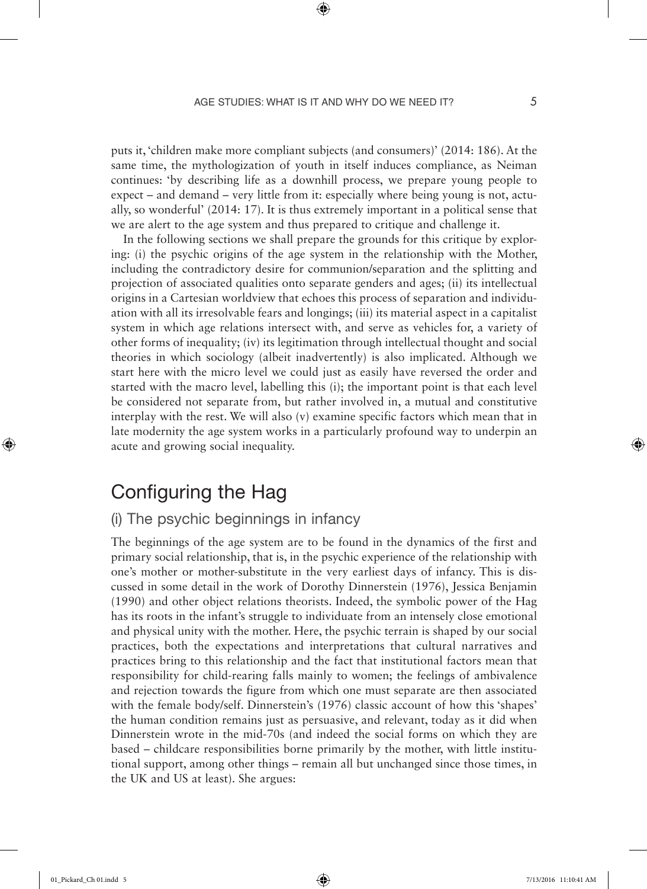puts it, 'children make more compliant subjects (and consumers)' (2014: 186). At the same time, the mythologization of youth in itself induces compliance, as Neiman continues: 'by describing life as a downhill process, we prepare young people to expect – and demand – very little from it: especially where being young is not, actually, so wonderful' (2014: 17). It is thus extremely important in a political sense that we are alert to the age system and thus prepared to critique and challenge it.

In the following sections we shall prepare the grounds for this critique by exploring: (i) the psychic origins of the age system in the relationship with the Mother, including the contradictory desire for communion/separation and the splitting and projection of associated qualities onto separate genders and ages; (ii) its intellectual origins in a Cartesian worldview that echoes this process of separation and individuation with all its irresolvable fears and longings; (iii) its material aspect in a capitalist system in which age relations intersect with, and serve as vehicles for, a variety of other forms of inequality; (iv) its legitimation through intellectual thought and social theories in which sociology (albeit inadvertently) is also implicated. Although we start here with the micro level we could just as easily have reversed the order and started with the macro level, labelling this (i); the important point is that each level be considered not separate from, but rather involved in, a mutual and constitutive interplay with the rest. We will also (v) examine specific factors which mean that in late modernity the age system works in a particularly profound way to underpin an acute and growing social inequality.

## Configuring the Hag

### (i) The psychic beginnings in infancy

The beginnings of the age system are to be found in the dynamics of the first and primary social relationship, that is, in the psychic experience of the relationship with one's mother or mother-substitute in the very earliest days of infancy. This is discussed in some detail in the work of Dorothy Dinnerstein (1976), Jessica Benjamin (1990) and other object relations theorists. Indeed, the symbolic power of the Hag has its roots in the infant's struggle to individuate from an intensely close emotional and physical unity with the mother. Here, the psychic terrain is shaped by our social practices, both the expectations and interpretations that cultural narratives and practices bring to this relationship and the fact that institutional factors mean that responsibility for child-rearing falls mainly to women; the feelings of ambivalence and rejection towards the figure from which one must separate are then associated with the female body/self. Dinnerstein's (1976) classic account of how this 'shapes' the human condition remains just as persuasive, and relevant, today as it did when Dinnerstein wrote in the mid-70s (and indeed the social forms on which they are based – childcare responsibilities borne primarily by the mother, with little institutional support, among other things – remain all but unchanged since those times, in the UK and US at least). She argues: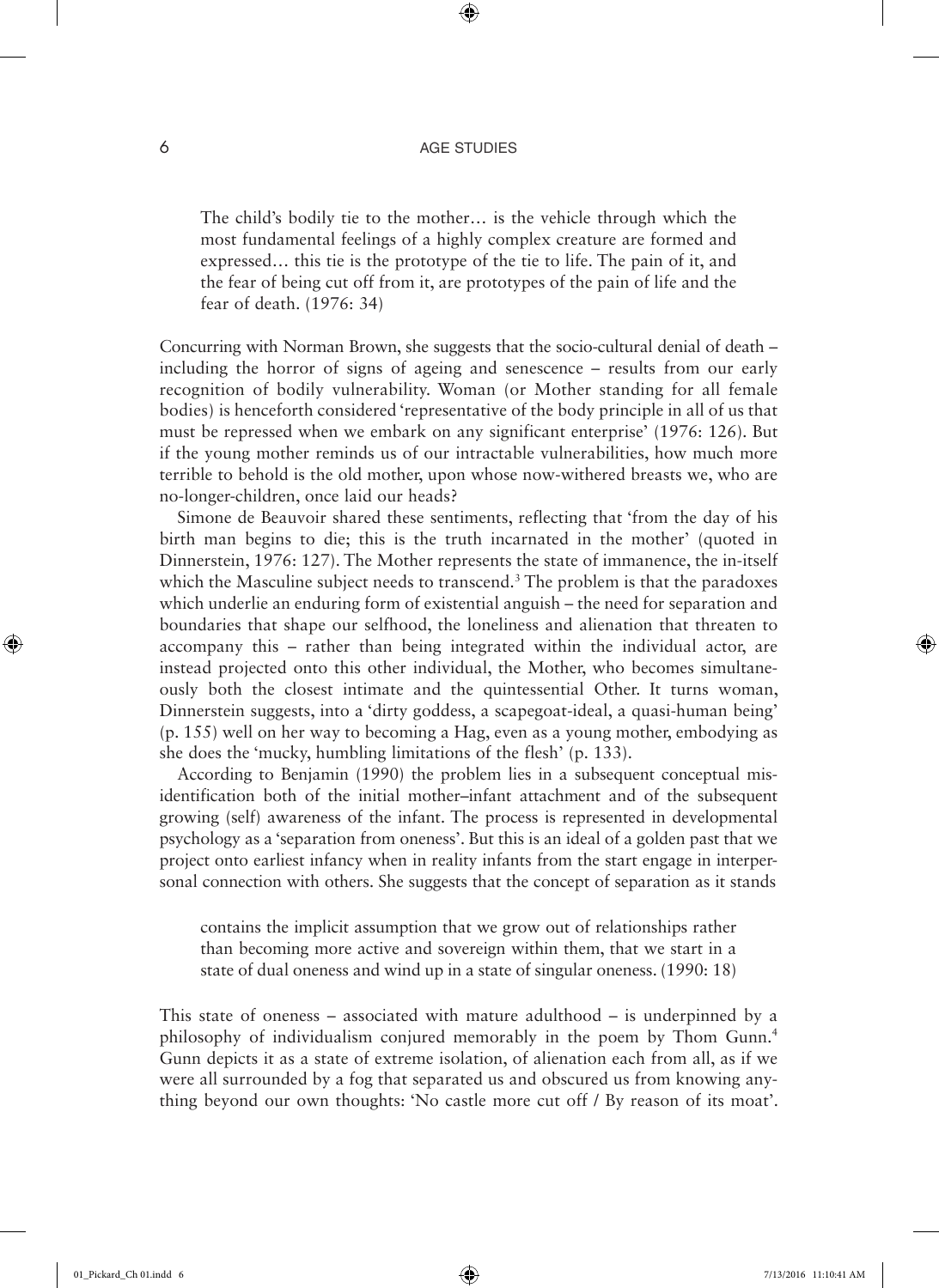> The child's bodily tie to the mother… is the vehicle through which the most fundamental feelings of a highly complex creature are formed and expressed… this tie is the prototype of the tie to life. The pain of it, and the fear of being cut off from it, are prototypes of the pain of life and the fear of death. (1976: 34)

Concurring with Norman Brown, she suggests that the socio-cultural denial of death – including the horror of signs of ageing and senescence – results from our early recognition of bodily vulnerability. Woman (or Mother standing for all female bodies) is henceforth considered 'representative of the body principle in all of us that must be repressed when we embark on any significant enterprise' (1976: 126). But if the young mother reminds us of our intractable vulnerabilities, how much more terrible to behold is the old mother, upon whose now-withered breasts we, who are no-longer-children, once laid our heads?

Simone de Beauvoir shared these sentiments, reflecting that 'from the day of his birth man begins to die; this is the truth incarnated in the mother' (quoted in Dinnerstein, 1976: 127). The Mother represents the state of immanence, the in-itself which the Masculine subject needs to transcend.[3] The problem is that the paradoxes which underlie an enduring form of existential anguish – the need for separation and boundaries that shape our selfhood, the loneliness and alienation that threaten to accompany this – rather than being integrated within the individual actor, are instead projected onto this other individual, the Mother, who becomes simultaneously both the closest intimate and the quintessential Other. It turns woman, Dinnerstein suggests, into a 'dirty goddess, a scapegoat-ideal, a quasi-human being' (p. 155) well on her way to becoming a Hag, even as a young mother, embodying as she does the 'mucky, humbling limitations of the flesh' (p. 133).

According to Benjamin (1990) the problem lies in a subsequent conceptual misidentification both of the initial mother–infant attachment and of the subsequent growing (self) awareness of the infant. The process is represented in developmental psychology as a 'separation from oneness'. But this is an ideal of a golden past that we project onto earliest infancy when in reality infants from the start engage in interpersonal connection with others. She suggests that the concept of separation as it stands

> contains the implicit assumption that we grow out of relationships rather than becoming more active and sovereign within them, that we start in a state of dual oneness and wind up in a state of singular oneness. (1990: 18)

This state of oneness – associated with mature adulthood – is underpinned by a philosophy of individualism conjured memorably in the poem by Thom Gunn.[4] Gunn depicts it as a state of extreme isolation, of alienation each from all, as if we were all surrounded by a fog that separated us and obscured us from knowing anything beyond our own thoughts: 'No castle more cut off / By reason of its moat'.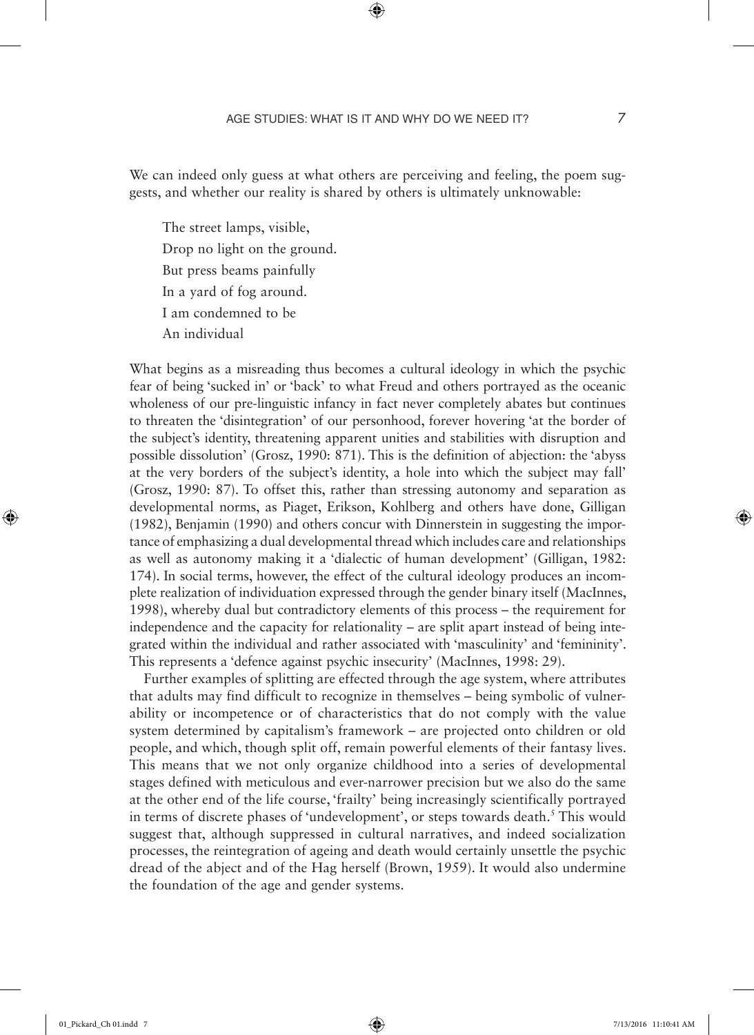We can indeed only guess at what others are perceiving and feeling, the poem suggests, and whether our reality is shared by others is ultimately unknowable:

> The street lamps, visible,
> Drop no light on the ground.
> But press beams painfully
> In a yard of fog around.
> I am condemned to be
> An individual

What begins as a misreading thus becomes a cultural ideology in which the psychic fear of being 'sucked in' or 'back' to what Freud and others portrayed as the oceanic wholeness of our pre-linguistic infancy in fact never completely abates but continues to threaten the 'disintegration' of our personhood, forever hovering 'at the border of the subject's identity, threatening apparent unities and stabilities with disruption and possible dissolution' (Grosz, 1990: 871). This is the definition of abjection: the 'abyss at the very borders of the subject's identity, a hole into which the subject may fall' (Grosz, 1990: 87). To offset this, rather than stressing autonomy and separation as developmental norms, as Piaget, Erikson, Kohlberg and others have done, Gilligan (1982), Benjamin (1990) and others concur with Dinnerstein in suggesting the importance of emphasizing a dual developmental thread which includes care and relationships as well as autonomy making it a 'dialectic of human development' (Gilligan, 1982: 174). In social terms, however, the effect of the cultural ideology produces an incomplete realization of individuation expressed through the gender binary itself (MacInnes, 1998), whereby dual but contradictory elements of this process – the requirement for independence and the capacity for relationality – are split apart instead of being integrated within the individual and rather associated with 'masculinity' and 'femininity'. This represents a 'defence against psychic insecurity' (MacInnes, 1998: 29).

Further examples of splitting are effected through the age system, where attributes that adults may find difficult to recognize in themselves – being symbolic of vulnerability or incompetence or of characteristics that do not comply with the value system determined by capitalism's framework – are projected onto children or old people, and which, though split off, remain powerful elements of their fantasy lives. This means that we not only organize childhood into a series of developmental stages defined with meticulous and ever-narrower precision but we also do the same at the other end of the life course, 'frailty' being increasingly scientifically portrayed in terms of discrete phases of 'undevelopment', or steps towards death.[5] This would suggest that, although suppressed in cultural narratives, and indeed socialization processes, the reintegration of ageing and death would certainly unsettle the psychic dread of the abject and of the Hag herself (Brown, 1959). It would also undermine the foundation of the age and gender systems.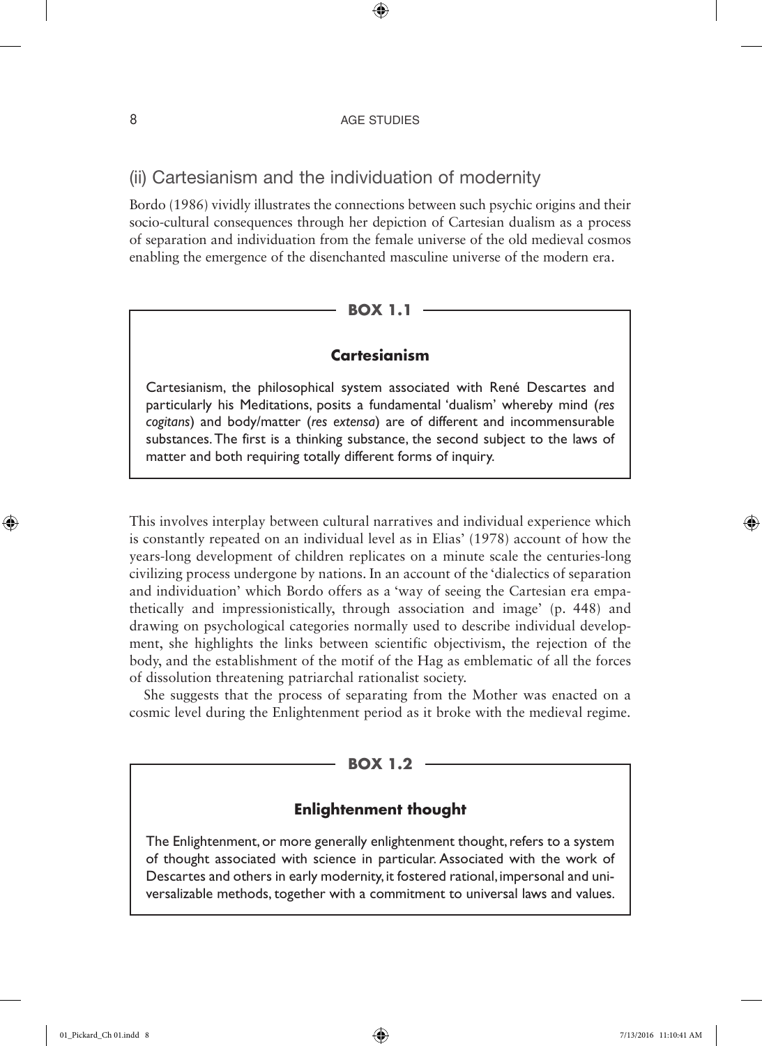## (ii) Cartesianism and the individuation of modernity

Bordo (1986) vividly illustrates the connections between such psychic origins and their socio-cultural consequences through her depiction of Cartesian dualism as a process of separation and individuation from the female universe of the old medieval cosmos enabling the emergence of the disenchanted masculine universe of the modern era.

> **BOX 1.1**
>
> **Cartesianism**
>
> Cartesianism, the philosophical system associated with René Descartes and particularly his Meditations, posits a fundamental 'dualism' whereby mind (*res cogitans*) and body/matter (*res extensa*) are of different and incommensurable substances. The first is a thinking substance, the second subject to the laws of matter and both requiring totally different forms of inquiry.

This involves interplay between cultural narratives and individual experience which is constantly repeated on an individual level as in Elias' (1978) account of how the years-long development of children replicates on a minute scale the centuries-long civilizing process undergone by nations. In an account of the 'dialectics of separation and individuation' which Bordo offers as a 'way of seeing the Cartesian era empathetically and impressionistically, through association and image' (p. 448) and drawing on psychological categories normally used to describe individual development, she highlights the links between scientific objectivism, the rejection of the body, and the establishment of the motif of the Hag as emblematic of all the forces of dissolution threatening patriarchal rationalist society.

She suggests that the process of separating from the Mother was enacted on a cosmic level during the Enlightenment period as it broke with the medieval regime.

> **BOX 1.2**
>
> **Enlightenment thought**
>
> The Enlightenment, or more generally enlightenment thought, refers to a system of thought associated with science in particular. Associated with the work of Descartes and others in early modernity, it fostered rational, impersonal and universalizable methods, together with a commitment to universal laws and values.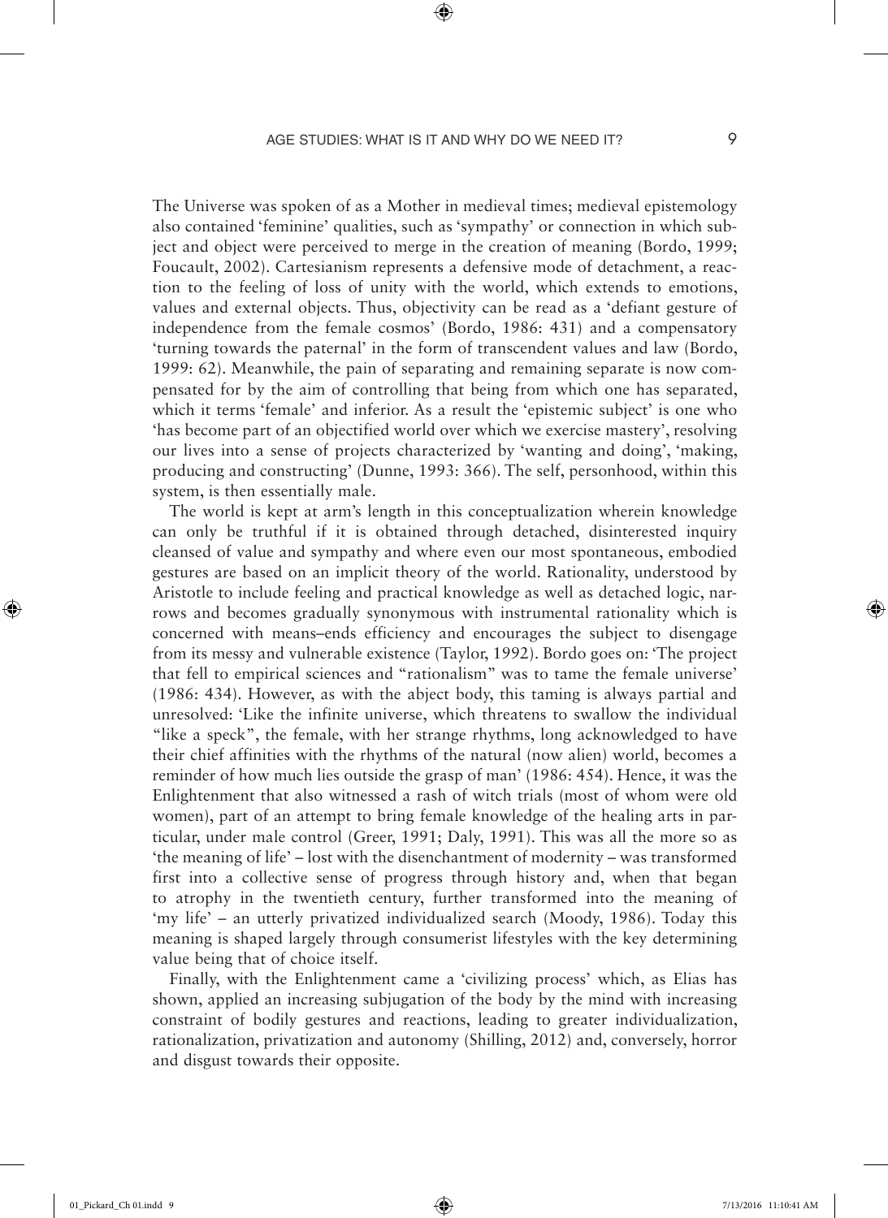The Universe was spoken of as a Mother in medieval times; medieval epistemology also contained 'feminine' qualities, such as 'sympathy' or connection in which subject and object were perceived to merge in the creation of meaning (Bordo, 1999; Foucault, 2002). Cartesianism represents a defensive mode of detachment, a reaction to the feeling of loss of unity with the world, which extends to emotions, values and external objects. Thus, objectivity can be read as a 'defiant gesture of independence from the female cosmos' (Bordo, 1986: 431) and a compensatory 'turning towards the paternal' in the form of transcendent values and law (Bordo, 1999: 62). Meanwhile, the pain of separating and remaining separate is now compensated for by the aim of controlling that being from which one has separated, which it terms 'female' and inferior. As a result the 'epistemic subject' is one who 'has become part of an objectified world over which we exercise mastery', resolving our lives into a sense of projects characterized by 'wanting and doing', 'making, producing and constructing' (Dunne, 1993: 366). The self, personhood, within this system, is then essentially male.

The world is kept at arm's length in this conceptualization wherein knowledge can only be truthful if it is obtained through detached, disinterested inquiry cleansed of value and sympathy and where even our most spontaneous, embodied gestures are based on an implicit theory of the world. Rationality, understood by Aristotle to include feeling and practical knowledge as well as detached logic, narrows and becomes gradually synonymous with instrumental rationality which is concerned with means–ends efficiency and encourages the subject to disengage from its messy and vulnerable existence (Taylor, 1992). Bordo goes on: 'The project that fell to empirical sciences and "rationalism" was to tame the female universe' (1986: 434). However, as with the abject body, this taming is always partial and unresolved: 'Like the infinite universe, which threatens to swallow the individual "like a speck", the female, with her strange rhythms, long acknowledged to have their chief affinities with the rhythms of the natural (now alien) world, becomes a reminder of how much lies outside the grasp of man' (1986: 454). Hence, it was the Enlightenment that also witnessed a rash of witch trials (most of whom were old women), part of an attempt to bring female knowledge of the healing arts in particular, under male control (Greer, 1991; Daly, 1991). This was all the more so as 'the meaning of life' – lost with the disenchantment of modernity – was transformed first into a collective sense of progress through history and, when that began to atrophy in the twentieth century, further transformed into the meaning of 'my life' – an utterly privatized individualized search (Moody, 1986). Today this meaning is shaped largely through consumerist lifestyles with the key determining value being that of choice itself.

Finally, with the Enlightenment came a 'civilizing process' which, as Elias has shown, applied an increasing subjugation of the body by the mind with increasing constraint of bodily gestures and reactions, leading to greater individualization, rationalization, privatization and autonomy (Shilling, 2012) and, conversely, horror and disgust towards their opposite.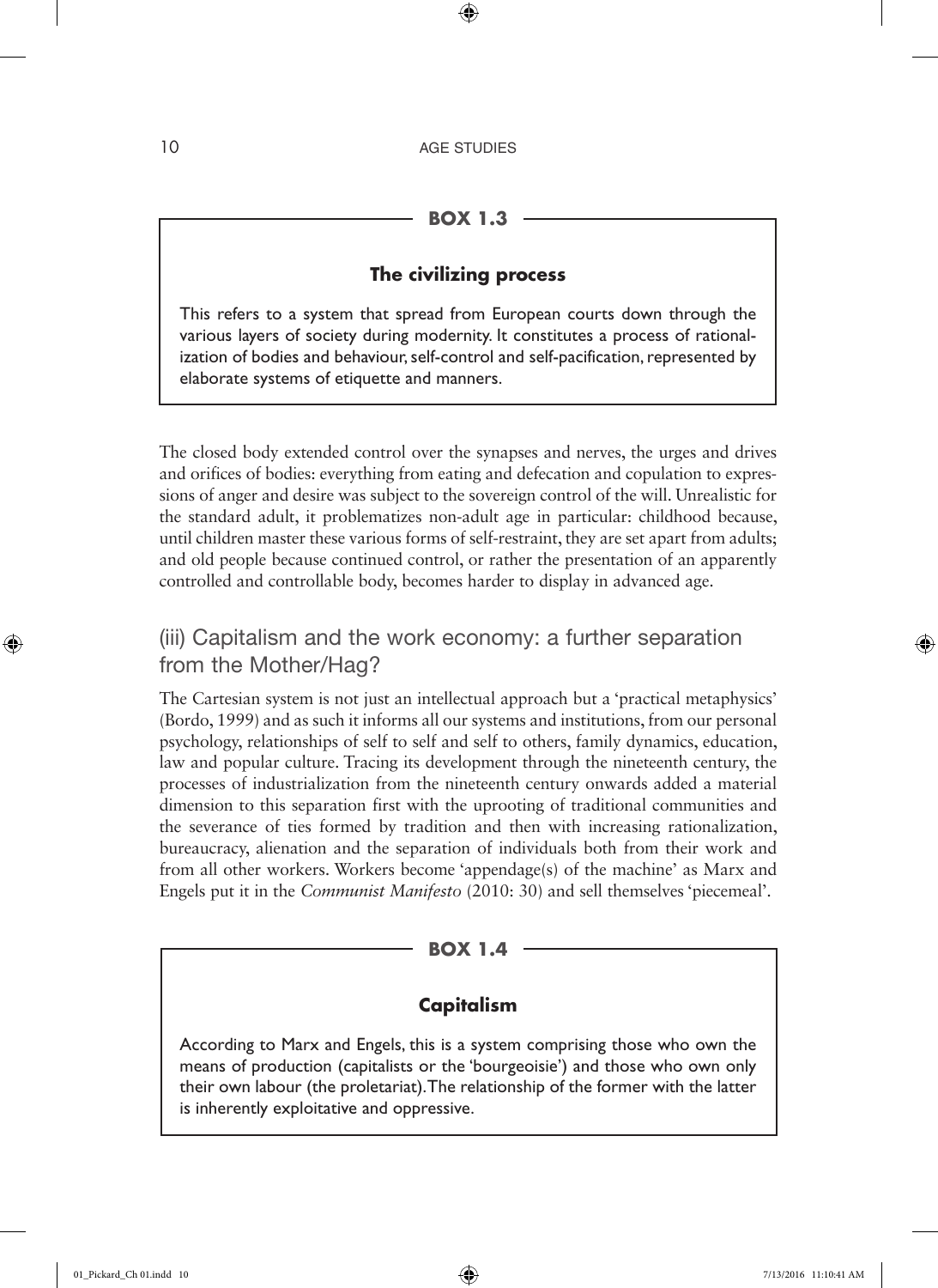**BOX 1.3**

**The civilizing process**

This refers to a system that spread from European courts down through the various layers of society during modernity. It constitutes a process of rationalization of bodies and behaviour, self-control and self-pacification, represented by elaborate systems of etiquette and manners.

The closed body extended control over the synapses and nerves, the urges and drives and orifices of bodies: everything from eating and defecation and copulation to expressions of anger and desire was subject to the sovereign control of the will. Unrealistic for the standard adult, it problematizes non-adult age in particular: childhood because, until children master these various forms of self-restraint, they are set apart from adults; and old people because continued control, or rather the presentation of an apparently controlled and controllable body, becomes harder to display in advanced age.

## (iii) Capitalism and the work economy: a further separation from the Mother/Hag?

The Cartesian system is not just an intellectual approach but a 'practical metaphysics' (Bordo, 1999) and as such it informs all our systems and institutions, from our personal psychology, relationships of self to self and self to others, family dynamics, education, law and popular culture. Tracing its development through the nineteenth century, the processes of industrialization from the nineteenth century onwards added a material dimension to this separation first with the uprooting of traditional communities and the severance of ties formed by tradition and then with increasing rationalization, bureaucracy, alienation and the separation of individuals both from their work and from all other workers. Workers become 'appendage(s) of the machine' as Marx and Engels put it in the *Communist Manifesto* (2010: 30) and sell themselves 'piecemeal'.

**BOX 1.4**

**Capitalism**

According to Marx and Engels, this is a system comprising those who own the means of production (capitalists or the 'bourgeoisie') and those who own only their own labour (the proletariat). The relationship of the former with the latter is inherently exploitative and oppressive.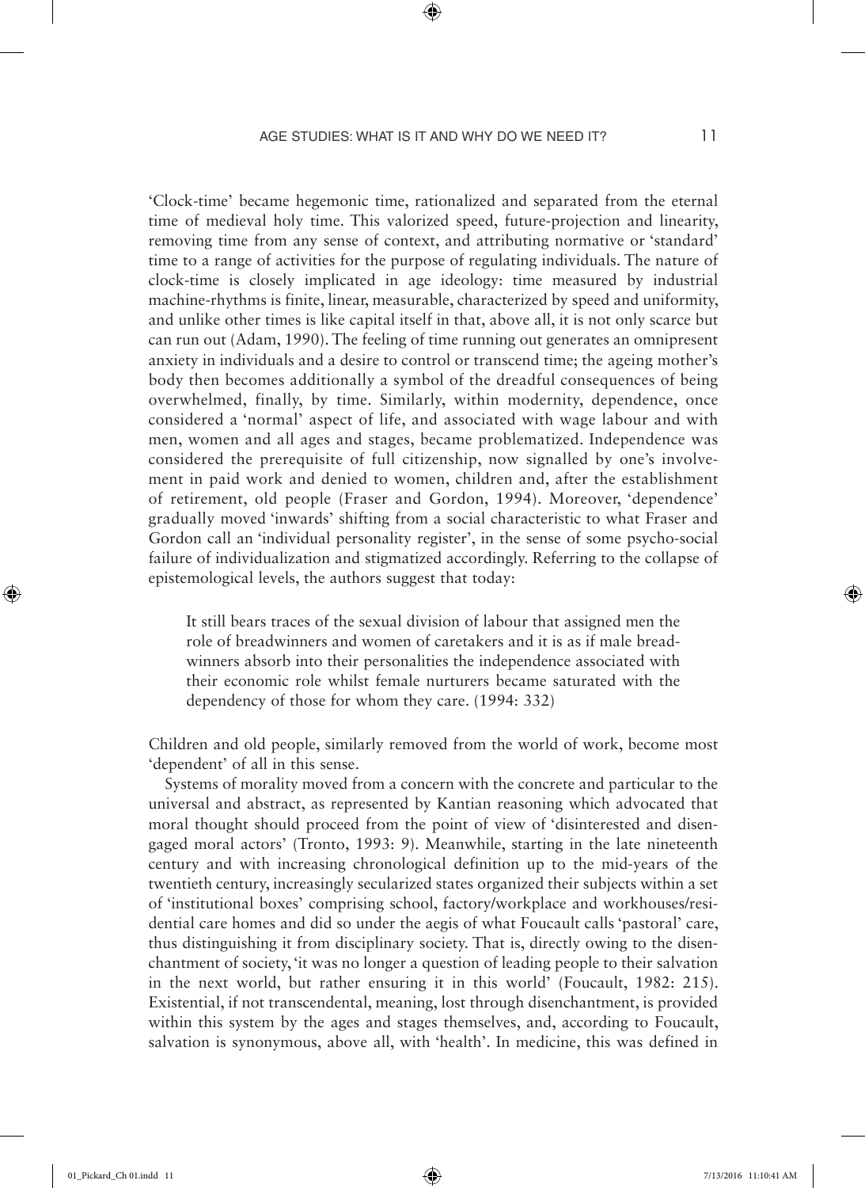'Clock-time' became hegemonic time, rationalized and separated from the eternal time of medieval holy time. This valorized speed, future-projection and linearity, removing time from any sense of context, and attributing normative or 'standard' time to a range of activities for the purpose of regulating individuals. The nature of clock-time is closely implicated in age ideology: time measured by industrial machine-rhythms is finite, linear, measurable, characterized by speed and uniformity, and unlike other times is like capital itself in that, above all, it is not only scarce but can run out (Adam, 1990). The feeling of time running out generates an omnipresent anxiety in individuals and a desire to control or transcend time; the ageing mother's body then becomes additionally a symbol of the dreadful consequences of being overwhelmed, finally, by time. Similarly, within modernity, dependence, once considered a 'normal' aspect of life, and associated with wage labour and with men, women and all ages and stages, became problematized. Independence was considered the prerequisite of full citizenship, now signalled by one's involvement in paid work and denied to women, children and, after the establishment of retirement, old people (Fraser and Gordon, 1994). Moreover, 'dependence' gradually moved 'inwards' shifting from a social characteristic to what Fraser and Gordon call an 'individual personality register', in the sense of some psycho-social failure of individualization and stigmatized accordingly. Referring to the collapse of epistemological levels, the authors suggest that today:

> It still bears traces of the sexual division of labour that assigned men the role of breadwinners and women of caretakers and it is as if male breadwinners absorb into their personalities the independence associated with their economic role whilst female nurturers became saturated with the dependency of those for whom they care. (1994: 332)

Children and old people, similarly removed from the world of work, become most 'dependent' of all in this sense.

Systems of morality moved from a concern with the concrete and particular to the universal and abstract, as represented by Kantian reasoning which advocated that moral thought should proceed from the point of view of 'disinterested and disengaged moral actors' (Tronto, 1993: 9). Meanwhile, starting in the late nineteenth century and with increasing chronological definition up to the mid-years of the twentieth century, increasingly secularized states organized their subjects within a set of 'institutional boxes' comprising school, factory/workplace and workhouses/residential care homes and did so under the aegis of what Foucault calls 'pastoral' care, thus distinguishing it from disciplinary society. That is, directly owing to the disenchantment of society, 'it was no longer a question of leading people to their salvation in the next world, but rather ensuring it in this world' (Foucault, 1982: 215). Existential, if not transcendental, meaning, lost through disenchantment, is provided within this system by the ages and stages themselves, and, according to Foucault, salvation is synonymous, above all, with 'health'. In medicine, this was defined in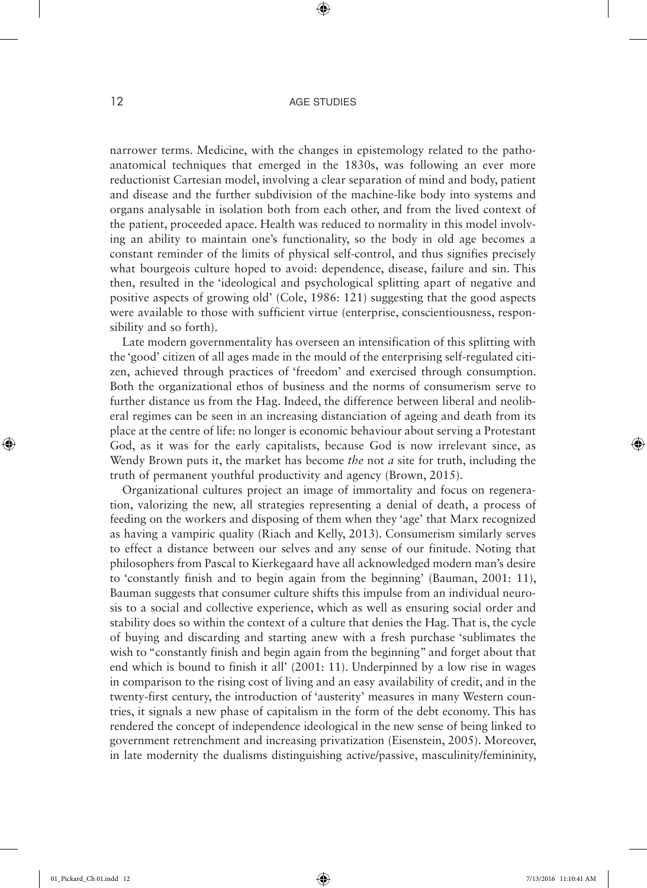narrower terms. Medicine, with the changes in epistemology related to the patho-anatomical techniques that emerged in the 1830s, was following an ever more reductionist Cartesian model, involving a clear separation of mind and body, patient and disease and the further subdivision of the machine-like body into systems and organs analysable in isolation both from each other, and from the lived context of the patient, proceeded apace. Health was reduced to normality in this model involving an ability to maintain one's functionality, so the body in old age becomes a constant reminder of the limits of physical self-control, and thus signifies precisely what bourgeois culture hoped to avoid: dependence, disease, failure and sin. This then, resulted in the 'ideological and psychological splitting apart of negative and positive aspects of growing old' (Cole, 1986: 121) suggesting that the good aspects were available to those with sufficient virtue (enterprise, conscientiousness, responsibility and so forth).

Late modern governmentality has overseen an intensification of this splitting with the 'good' citizen of all ages made in the mould of the enterprising self-regulated citizen, achieved through practices of 'freedom' and exercised through consumption. Both the organizational ethos of business and the norms of consumerism serve to further distance us from the Hag. Indeed, the difference between liberal and neoliberal regimes can be seen in an increasing distanciation of ageing and death from its place at the centre of life: no longer is economic behaviour about serving a Protestant God, as it was for the early capitalists, because God is now irrelevant since, as Wendy Brown puts it, the market has become *the* not *a* site for truth, including the truth of permanent youthful productivity and agency (Brown, 2015).

Organizational cultures project an image of immortality and focus on regeneration, valorizing the new, all strategies representing a denial of death, a process of feeding on the workers and disposing of them when they 'age' that Marx recognized as having a vampiric quality (Riach and Kelly, 2013). Consumerism similarly serves to effect a distance between our selves and any sense of our finitude. Noting that philosophers from Pascal to Kierkegaard have all acknowledged modern man's desire to 'constantly finish and to begin again from the beginning' (Bauman, 2001: 11), Bauman suggests that consumer culture shifts this impulse from an individual neurosis to a social and collective experience, which as well as ensuring social order and stability does so within the context of a culture that denies the Hag. That is, the cycle of buying and discarding and starting anew with a fresh purchase 'sublimates the wish to "constantly finish and begin again from the beginning" and forget about that end which is bound to finish it all' (2001: 11). Underpinned by a low rise in wages in comparison to the rising cost of living and an easy availability of credit, and in the twenty-first century, the introduction of 'austerity' measures in many Western countries, it signals a new phase of capitalism in the form of the debt economy. This has rendered the concept of independence ideological in the new sense of being linked to government retrenchment and increasing privatization (Eisenstein, 2005). Moreover, in late modernity the dualisms distinguishing active/passive, masculinity/femininity,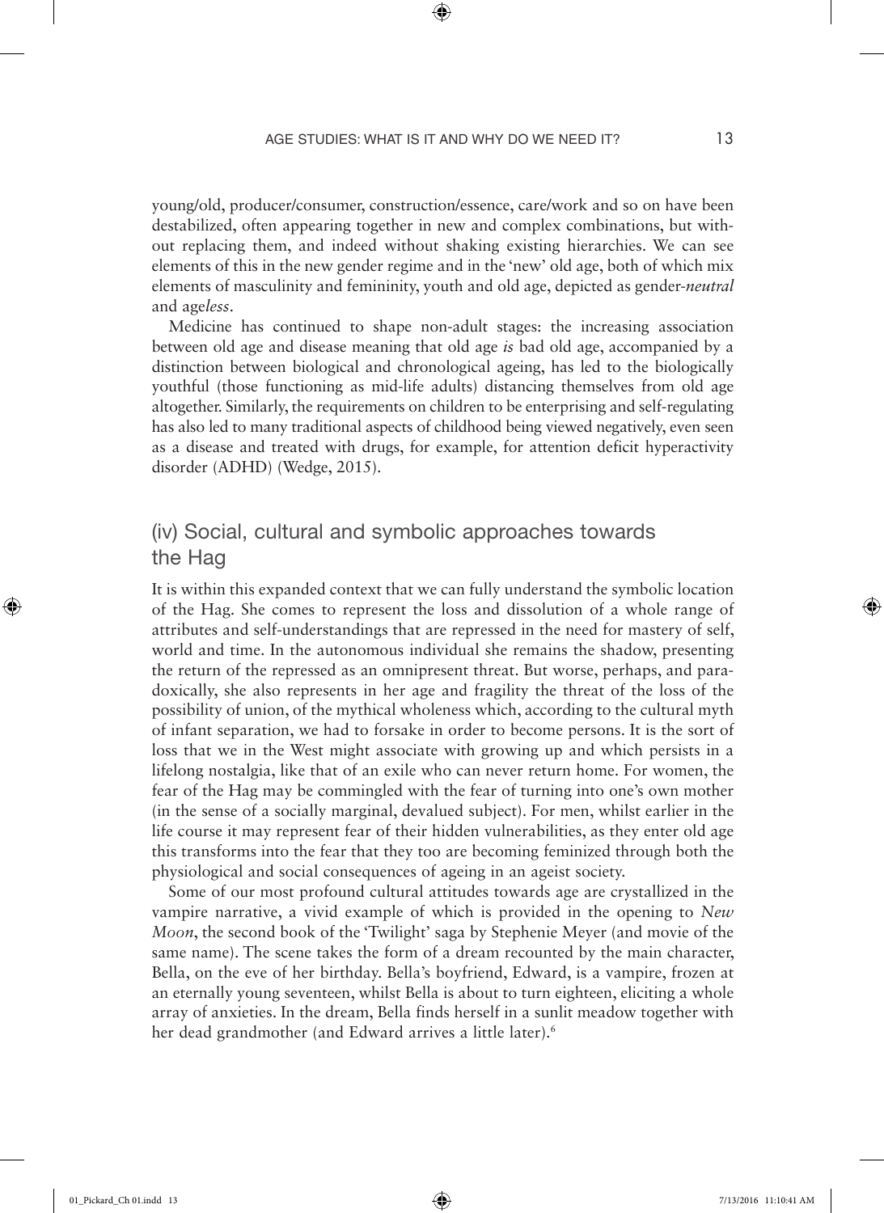young/old, producer/consumer, construction/essence, care/work and so on have been destabilized, often appearing together in new and complex combinations, but without replacing them, and indeed without shaking existing hierarchies. We can see elements of this in the new gender regime and in the 'new' old age, both of which mix elements of masculinity and femininity, youth and old age, depicted as gender-*neutral* and age*less*.

Medicine has continued to shape non-adult stages: the increasing association between old age and disease meaning that old age *is* bad old age, accompanied by a distinction between biological and chronological ageing, has led to the biologically youthful (those functioning as mid-life adults) distancing themselves from old age altogether. Similarly, the requirements on children to be enterprising and self-regulating has also led to many traditional aspects of childhood being viewed negatively, even seen as a disease and treated with drugs, for example, for attention deficit hyperactivity disorder (ADHD) (Wedge, 2015).

## (iv) Social, cultural and symbolic approaches towards the Hag

It is within this expanded context that we can fully understand the symbolic location of the Hag. She comes to represent the loss and dissolution of a whole range of attributes and self-understandings that are repressed in the need for mastery of self, world and time. In the autonomous individual she remains the shadow, presenting the return of the repressed as an omnipresent threat. But worse, perhaps, and paradoxically, she also represents in her age and fragility the threat of the loss of the possibility of union, of the mythical wholeness which, according to the cultural myth of infant separation, we had to forsake in order to become persons. It is the sort of loss that we in the West might associate with growing up and which persists in a lifelong nostalgia, like that of an exile who can never return home. For women, the fear of the Hag may be commingled with the fear of turning into one's own mother (in the sense of a socially marginal, devalued subject). For men, whilst earlier in the life course it may represent fear of their hidden vulnerabilities, as they enter old age this transforms into the fear that they too are becoming feminized through both the physiological and social consequences of ageing in an ageist society.

Some of our most profound cultural attitudes towards age are crystallized in the vampire narrative, a vivid example of which is provided in the opening to *New Moon*, the second book of the 'Twilight' saga by Stephenie Meyer (and movie of the same name). The scene takes the form of a dream recounted by the main character, Bella, on the eve of her birthday. Bella's boyfriend, Edward, is a vampire, frozen at an eternally young seventeen, whilst Bella is about to turn eighteen, eliciting a whole array of anxieties. In the dream, Bella finds herself in a sunlit meadow together with her dead grandmother (and Edward arrives a little later).[6]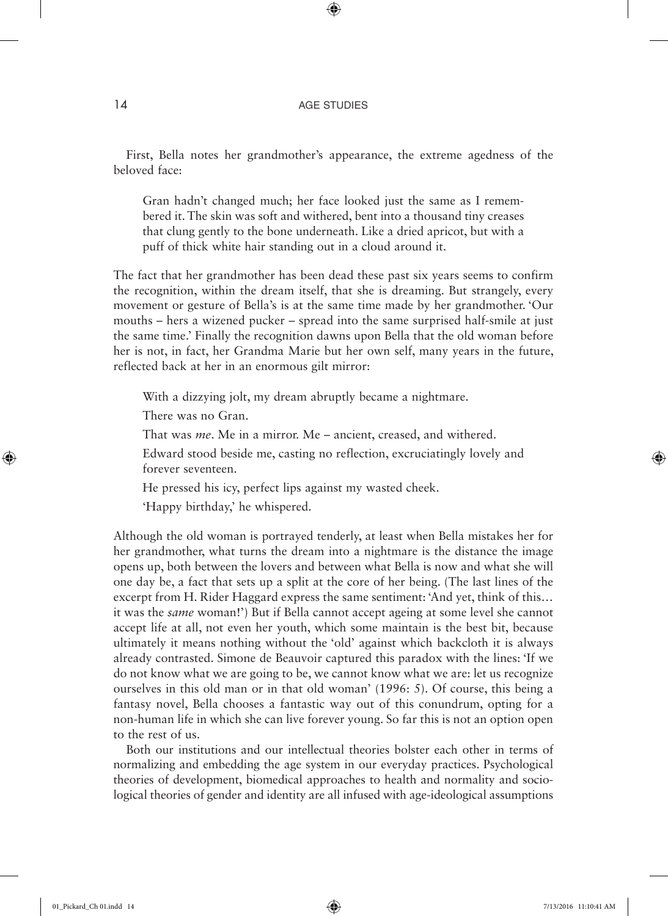First, Bella notes her grandmother's appearance, the extreme agedness of the beloved face:

> Gran hadn't changed much; her face looked just the same as I remembered it. The skin was soft and withered, bent into a thousand tiny creases that clung gently to the bone underneath. Like a dried apricot, but with a puff of thick white hair standing out in a cloud around it.

The fact that her grandmother has been dead these past six years seems to confirm the recognition, within the dream itself, that she is dreaming. But strangely, every movement or gesture of Bella's is at the same time made by her grandmother. 'Our mouths – hers a wizened pucker – spread into the same surprised half-smile at just the same time.' Finally the recognition dawns upon Bella that the old woman before her is not, in fact, her Grandma Marie but her own self, many years in the future, reflected back at her in an enormous gilt mirror:

> With a dizzying jolt, my dream abruptly became a nightmare.
>
> There was no Gran.
>
> That was *me*. Me in a mirror. Me – ancient, creased, and withered.
>
> Edward stood beside me, casting no reflection, excruciatingly lovely and forever seventeen.
>
> He pressed his icy, perfect lips against my wasted cheek.
>
> 'Happy birthday,' he whispered.

Although the old woman is portrayed tenderly, at least when Bella mistakes her for her grandmother, what turns the dream into a nightmare is the distance the image opens up, both between the lovers and between what Bella is now and what she will one day be, a fact that sets up a split at the core of her being. (The last lines of the excerpt from H. Rider Haggard express the same sentiment: 'And yet, think of this… it was the *same* woman!') But if Bella cannot accept ageing at some level she cannot accept life at all, not even her youth, which some maintain is the best bit, because ultimately it means nothing without the 'old' against which backcloth it is always already contrasted. Simone de Beauvoir captured this paradox with the lines: 'If we do not know what we are going to be, we cannot know what we are: let us recognize ourselves in this old man or in that old woman' (1996: 5). Of course, this being a fantasy novel, Bella chooses a fantastic way out of this conundrum, opting for a non-human life in which she can live forever young. So far this is not an option open to the rest of us.

Both our institutions and our intellectual theories bolster each other in terms of normalizing and embedding the age system in our everyday practices. Psychological theories of development, biomedical approaches to health and normality and sociological theories of gender and identity are all infused with age-ideological assumptions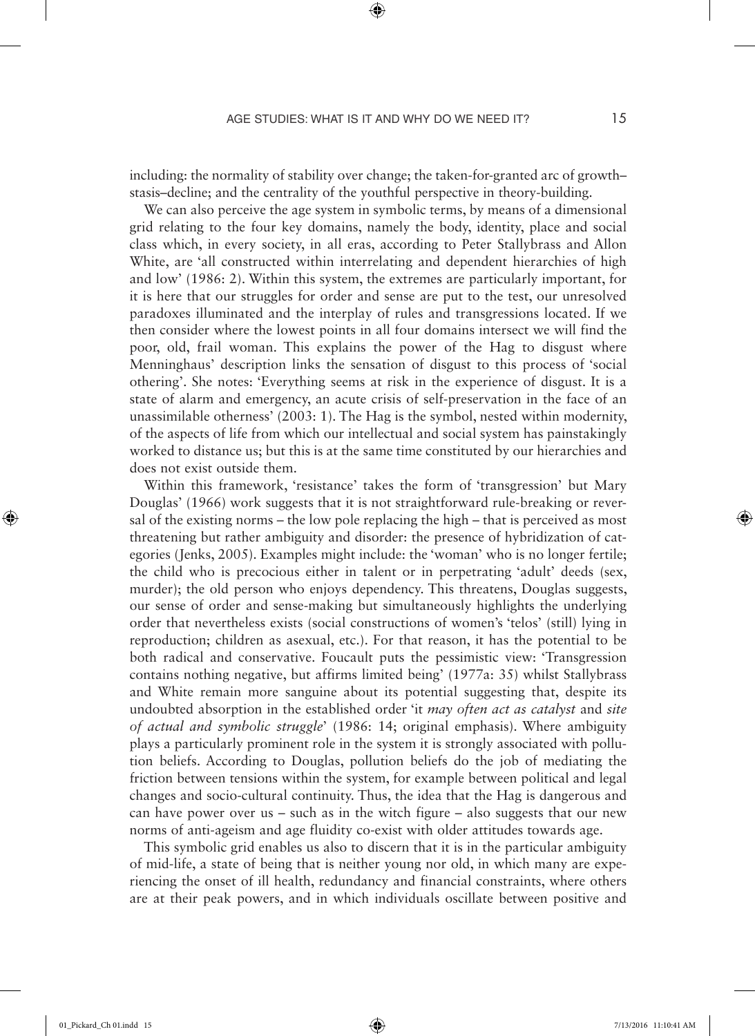including: the normality of stability over change; the taken-for-granted arc of growth–stasis–decline; and the centrality of the youthful perspective in theory-building.

We can also perceive the age system in symbolic terms, by means of a dimensional grid relating to the four key domains, namely the body, identity, place and social class which, in every society, in all eras, according to Peter Stallybrass and Allon White, are 'all constructed within interrelating and dependent hierarchies of high and low' (1986: 2). Within this system, the extremes are particularly important, for it is here that our struggles for order and sense are put to the test, our unresolved paradoxes illuminated and the interplay of rules and transgressions located. If we then consider where the lowest points in all four domains intersect we will find the poor, old, frail woman. This explains the power of the Hag to disgust where Menninghaus' description links the sensation of disgust to this process of 'social othering'. She notes: 'Everything seems at risk in the experience of disgust. It is a state of alarm and emergency, an acute crisis of self-preservation in the face of an unassimilable otherness' (2003: 1). The Hag is the symbol, nested within modernity, of the aspects of life from which our intellectual and social system has painstakingly worked to distance us; but this is at the same time constituted by our hierarchies and does not exist outside them.

Within this framework, 'resistance' takes the form of 'transgression' but Mary Douglas' (1966) work suggests that it is not straightforward rule-breaking or reversal of the existing norms – the low pole replacing the high – that is perceived as most threatening but rather ambiguity and disorder: the presence of hybridization of categories (Jenks, 2005). Examples might include: the 'woman' who is no longer fertile; the child who is precocious either in talent or in perpetrating 'adult' deeds (sex, murder); the old person who enjoys dependency. This threatens, Douglas suggests, our sense of order and sense-making but simultaneously highlights the underlying order that nevertheless exists (social constructions of women's 'telos' (still) lying in reproduction; children as asexual, etc.). For that reason, it has the potential to be both radical and conservative. Foucault puts the pessimistic view: 'Transgression contains nothing negative, but affirms limited being' (1977a: 35) whilst Stallybrass and White remain more sanguine about its potential suggesting that, despite its undoubted absorption in the established order 'it *may often act as catalyst* and *site of actual and symbolic struggle*' (1986: 14; original emphasis). Where ambiguity plays a particularly prominent role in the system it is strongly associated with pollution beliefs. According to Douglas, pollution beliefs do the job of mediating the friction between tensions within the system, for example between political and legal changes and socio-cultural continuity. Thus, the idea that the Hag is dangerous and can have power over us – such as in the witch figure – also suggests that our new norms of anti-ageism and age fluidity co-exist with older attitudes towards age.

This symbolic grid enables us also to discern that it is in the particular ambiguity of mid-life, a state of being that is neither young nor old, in which many are experiencing the onset of ill health, redundancy and financial constraints, where others are at their peak powers, and in which individuals oscillate between positive and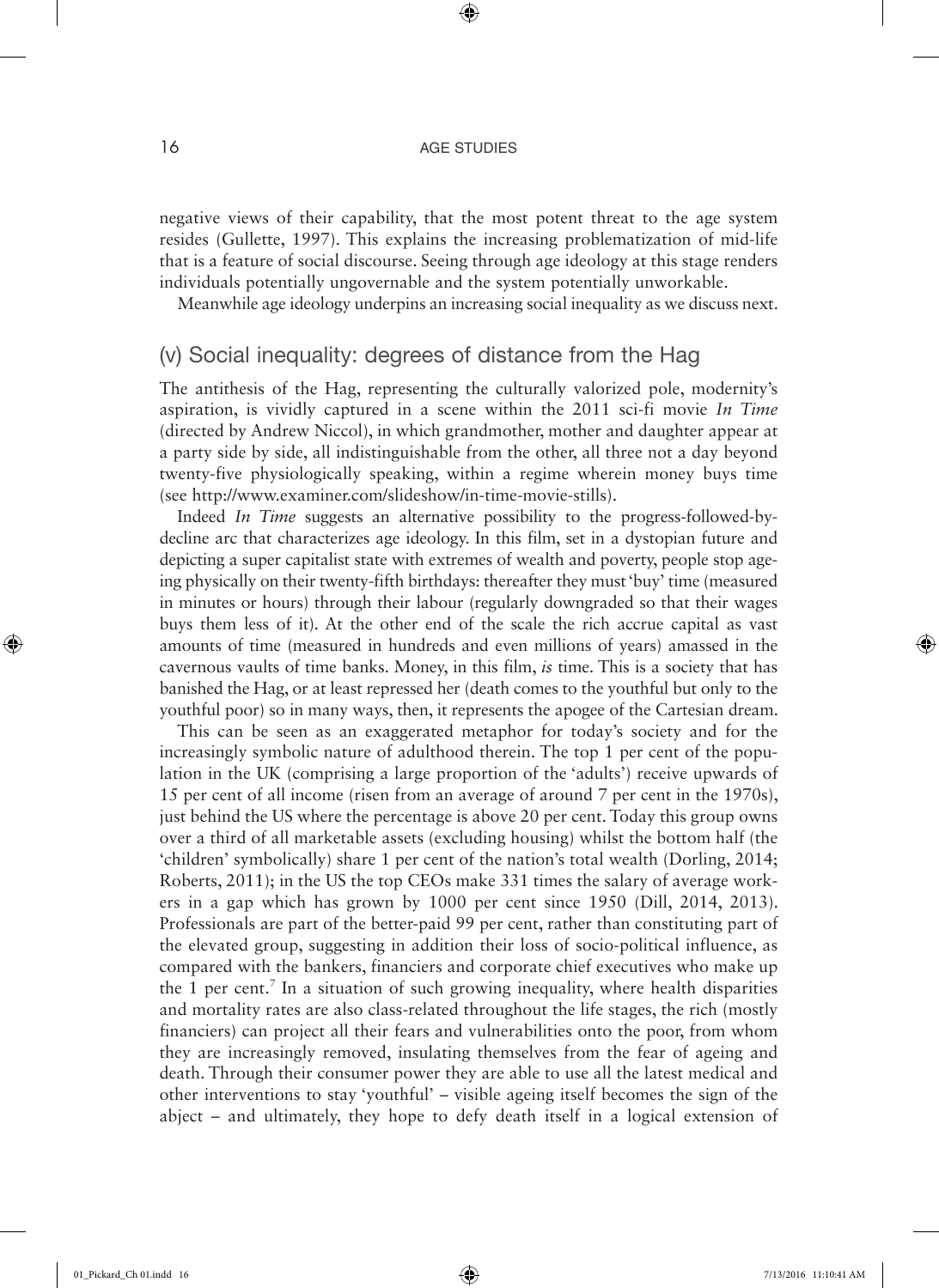negative views of their capability, that the most potent threat to the age system resides (Gullette, 1997). This explains the increasing problematization of mid-life that is a feature of social discourse. Seeing through age ideology at this stage renders individuals potentially ungovernable and the system potentially unworkable.

Meanwhile age ideology underpins an increasing social inequality as we discuss next.

## (v) Social inequality: degrees of distance from the Hag

The antithesis of the Hag, representing the culturally valorized pole, modernity's aspiration, is vividly captured in a scene within the 2011 sci-fi movie *In Time* (directed by Andrew Niccol), in which grandmother, mother and daughter appear at a party side by side, all indistinguishable from the other, all three not a day beyond twenty-five physiologically speaking, within a regime wherein money buys time (see http://www.examiner.com/slideshow/in-time-movie-stills).

Indeed *In Time* suggests an alternative possibility to the progress-followed-by-decline arc that characterizes age ideology. In this film, set in a dystopian future and depicting a super capitalist state with extremes of wealth and poverty, people stop ageing physically on their twenty-fifth birthdays: thereafter they must 'buy' time (measured in minutes or hours) through their labour (regularly downgraded so that their wages buys them less of it). At the other end of the scale the rich accrue capital as vast amounts of time (measured in hundreds and even millions of years) amassed in the cavernous vaults of time banks. Money, in this film, *is* time. This is a society that has banished the Hag, or at least repressed her (death comes to the youthful but only to the youthful poor) so in many ways, then, it represents the apogee of the Cartesian dream.

This can be seen as an exaggerated metaphor for today's society and for the increasingly symbolic nature of adulthood therein. The top 1 per cent of the population in the UK (comprising a large proportion of the 'adults') receive upwards of 15 per cent of all income (risen from an average of around 7 per cent in the 1970s), just behind the US where the percentage is above 20 per cent. Today this group owns over a third of all marketable assets (excluding housing) whilst the bottom half (the 'children' symbolically) share 1 per cent of the nation's total wealth (Dorling, 2014; Roberts, 2011); in the US the top CEOs make 331 times the salary of average workers in a gap which has grown by 1000 per cent since 1950 (Dill, 2014, 2013). Professionals are part of the better-paid 99 per cent, rather than constituting part of the elevated group, suggesting in addition their loss of socio-political influence, as compared with the bankers, financiers and corporate chief executives who make up the 1 per cent.[7] In a situation of such growing inequality, where health disparities and mortality rates are also class-related throughout the life stages, the rich (mostly financiers) can project all their fears and vulnerabilities onto the poor, from whom they are increasingly removed, insulating themselves from the fear of ageing and death. Through their consumer power they are able to use all the latest medical and other interventions to stay 'youthful' – visible ageing itself becomes the sign of the abject – and ultimately, they hope to defy death itself in a logical extension of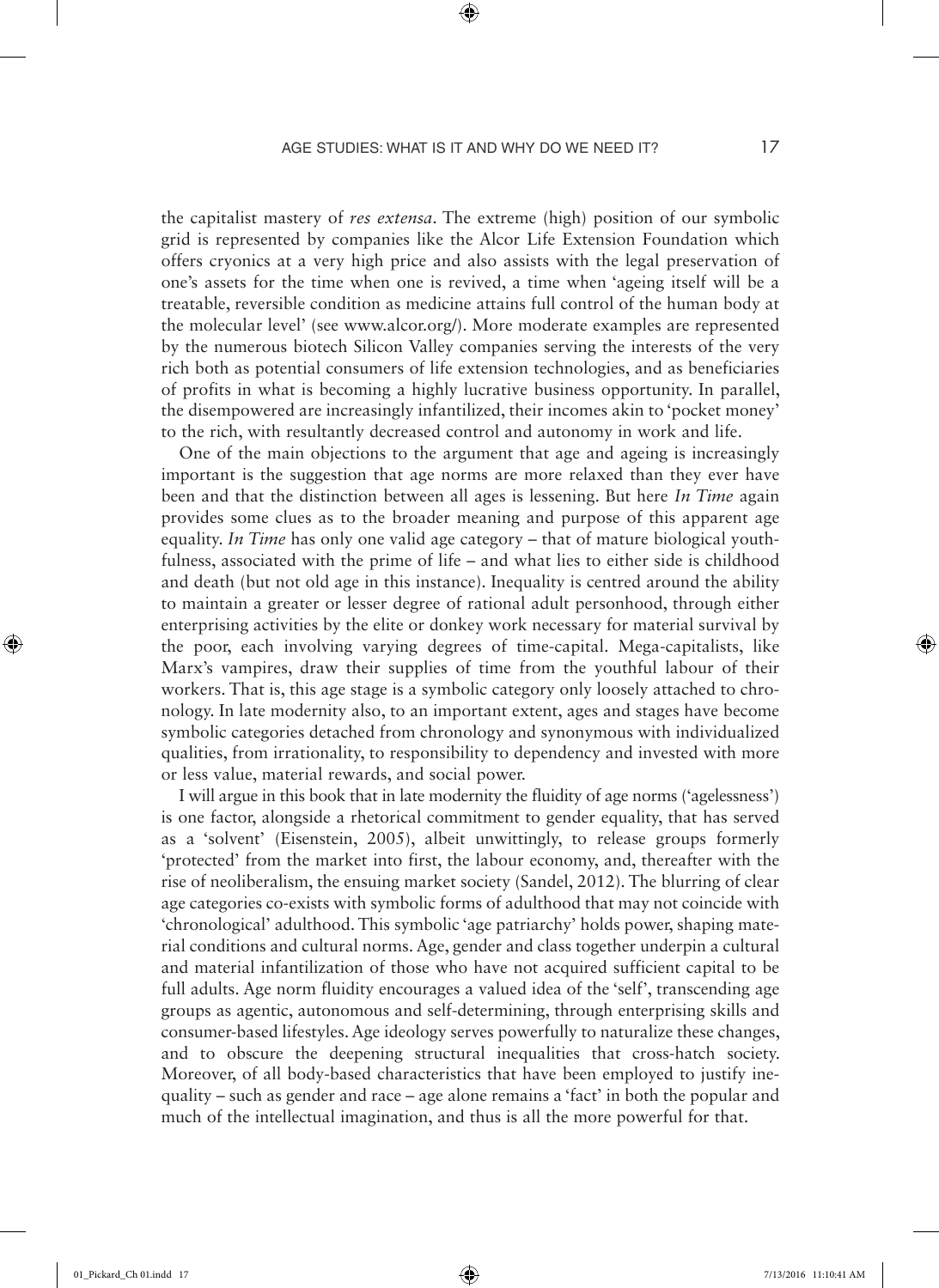the capitalist mastery of *res extensa*. The extreme (high) position of our symbolic grid is represented by companies like the Alcor Life Extension Foundation which offers cryonics at a very high price and also assists with the legal preservation of one's assets for the time when one is revived, a time when 'ageing itself will be a treatable, reversible condition as medicine attains full control of the human body at the molecular level' (see www.alcor.org/). More moderate examples are represented by the numerous biotech Silicon Valley companies serving the interests of the very rich both as potential consumers of life extension technologies, and as beneficiaries of profits in what is becoming a highly lucrative business opportunity. In parallel, the disempowered are increasingly infantilized, their incomes akin to 'pocket money' to the rich, with resultantly decreased control and autonomy in work and life.

One of the main objections to the argument that age and ageing is increasingly important is the suggestion that age norms are more relaxed than they ever have been and that the distinction between all ages is lessening. But here *In Time* again provides some clues as to the broader meaning and purpose of this apparent age equality. *In Time* has only one valid age category – that of mature biological youthfulness, associated with the prime of life – and what lies to either side is childhood and death (but not old age in this instance). Inequality is centred around the ability to maintain a greater or lesser degree of rational adult personhood, through either enterprising activities by the elite or donkey work necessary for material survival by the poor, each involving varying degrees of time-capital. Mega-capitalists, like Marx's vampires, draw their supplies of time from the youthful labour of their workers. That is, this age stage is a symbolic category only loosely attached to chronology. In late modernity also, to an important extent, ages and stages have become symbolic categories detached from chronology and synonymous with individualized qualities, from irrationality, to responsibility to dependency and invested with more or less value, material rewards, and social power.

I will argue in this book that in late modernity the fluidity of age norms ('agelessness') is one factor, alongside a rhetorical commitment to gender equality, that has served as a 'solvent' (Eisenstein, 2005), albeit unwittingly, to release groups formerly 'protected' from the market into first, the labour economy, and, thereafter with the rise of neoliberalism, the ensuing market society (Sandel, 2012). The blurring of clear age categories co-exists with symbolic forms of adulthood that may not coincide with 'chronological' adulthood. This symbolic 'age patriarchy' holds power, shaping material conditions and cultural norms. Age, gender and class together underpin a cultural and material infantilization of those who have not acquired sufficient capital to be full adults. Age norm fluidity encourages a valued idea of the 'self', transcending age groups as agentic, autonomous and self-determining, through enterprising skills and consumer-based lifestyles. Age ideology serves powerfully to naturalize these changes, and to obscure the deepening structural inequalities that cross-hatch society. Moreover, of all body-based characteristics that have been employed to justify inequality – such as gender and race – age alone remains a 'fact' in both the popular and much of the intellectual imagination, and thus is all the more powerful for that.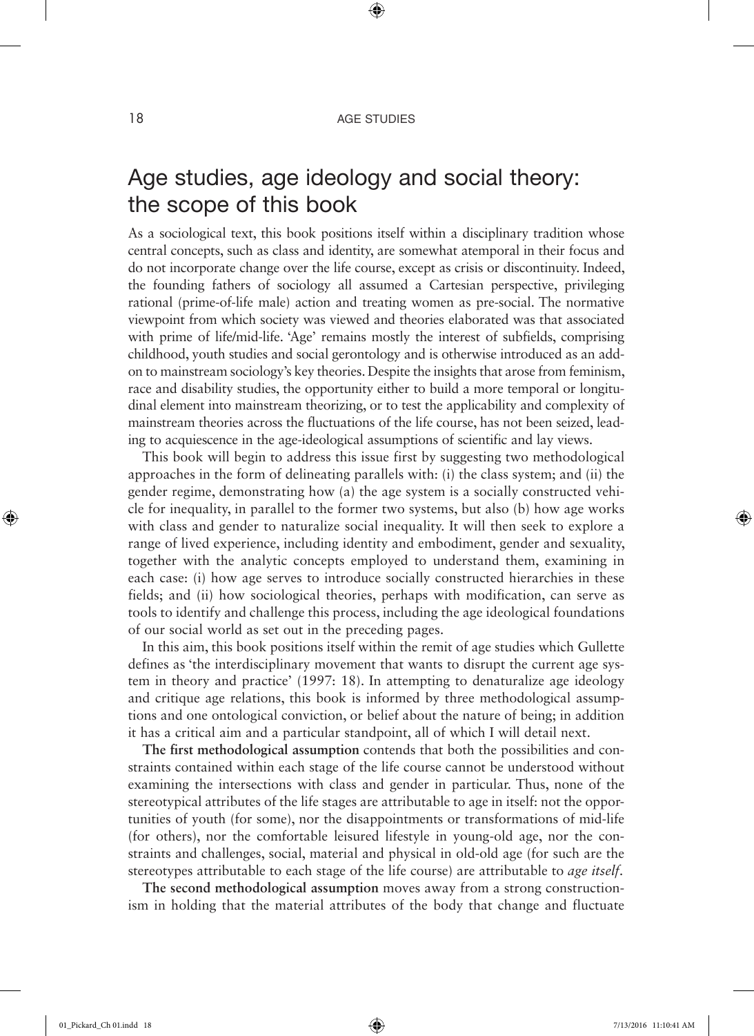## Age studies, age ideology and social theory: the scope of this book

As a sociological text, this book positions itself within a disciplinary tradition whose central concepts, such as class and identity, are somewhat atemporal in their focus and do not incorporate change over the life course, except as crisis or discontinuity. Indeed, the founding fathers of sociology all assumed a Cartesian perspective, privileging rational (prime-of-life male) action and treating women as pre-social. The normative viewpoint from which society was viewed and theories elaborated was that associated with prime of life/mid-life. 'Age' remains mostly the interest of subfields, comprising childhood, youth studies and social gerontology and is otherwise introduced as an add-on to mainstream sociology's key theories. Despite the insights that arose from feminism, race and disability studies, the opportunity either to build a more temporal or longitudinal element into mainstream theorizing, or to test the applicability and complexity of mainstream theories across the fluctuations of the life course, has not been seized, leading to acquiescence in the age-ideological assumptions of scientific and lay views.

This book will begin to address this issue first by suggesting two methodological approaches in the form of delineating parallels with: (i) the class system; and (ii) the gender regime, demonstrating how (a) the age system is a socially constructed vehicle for inequality, in parallel to the former two systems, but also (b) how age works with class and gender to naturalize social inequality. It will then seek to explore a range of lived experience, including identity and embodiment, gender and sexuality, together with the analytic concepts employed to understand them, examining in each case: (i) how age serves to introduce socially constructed hierarchies in these fields; and (ii) how sociological theories, perhaps with modification, can serve as tools to identify and challenge this process, including the age ideological foundations of our social world as set out in the preceding pages.

In this aim, this book positions itself within the remit of age studies which Gullette defines as 'the interdisciplinary movement that wants to disrupt the current age system in theory and practice' (1997: 18). In attempting to denaturalize age ideology and critique age relations, this book is informed by three methodological assumptions and one ontological conviction, or belief about the nature of being; in addition it has a critical aim and a particular standpoint, all of which I will detail next.

**The first methodological assumption** contends that both the possibilities and constraints contained within each stage of the life course cannot be understood without examining the intersections with class and gender in particular. Thus, none of the stereotypical attributes of the life stages are attributable to age in itself: not the opportunities of youth (for some), nor the disappointments or transformations of mid-life (for others), nor the comfortable leisured lifestyle in young-old age, nor the constraints and challenges, social, material and physical in old-old age (for such are the stereotypes attributable to each stage of the life course) are attributable to *age itself*.

**The second methodological assumption** moves away from a strong constructionism in holding that the material attributes of the body that change and fluctuate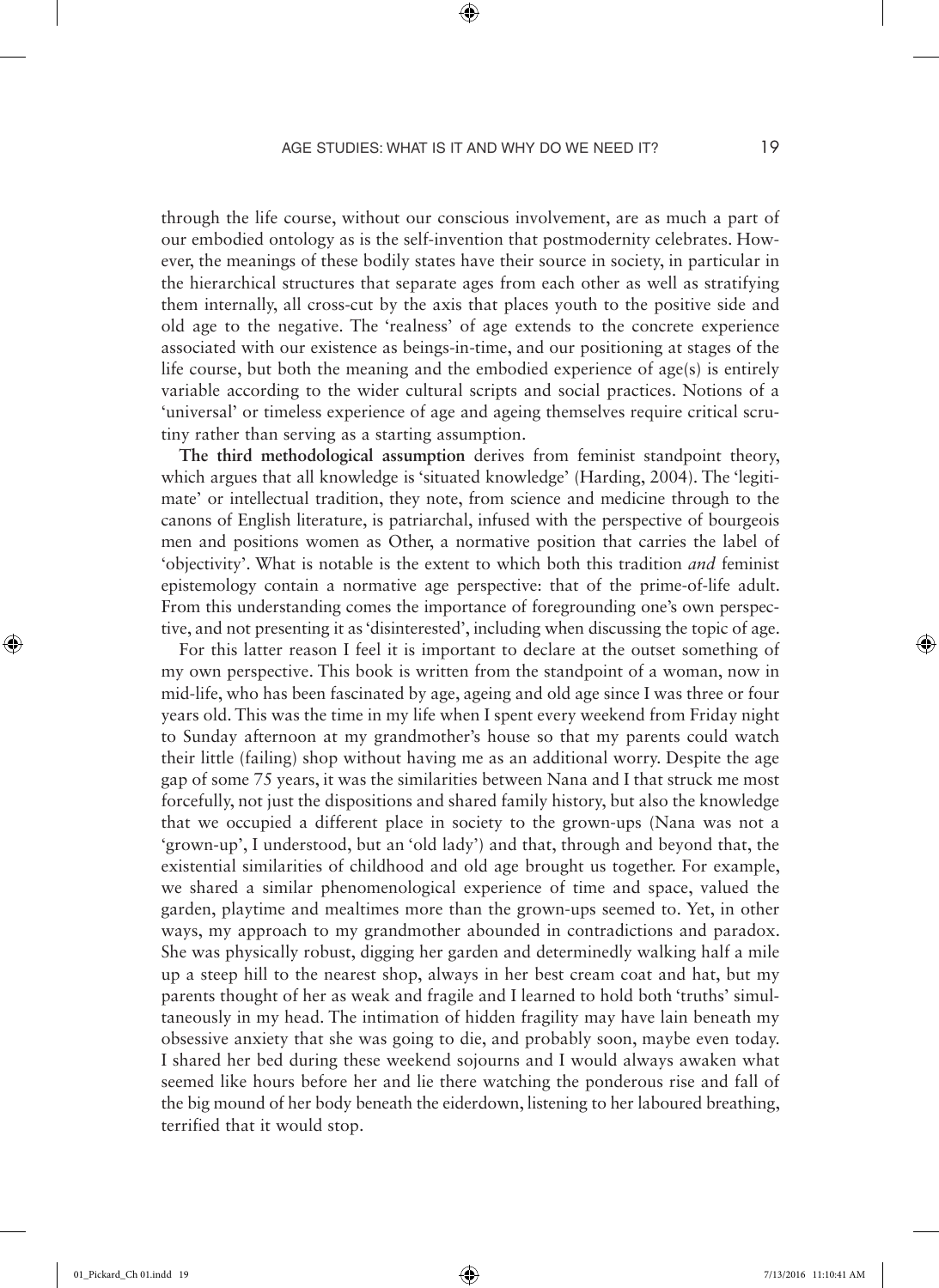through the life course, without our conscious involvement, are as much a part of our embodied ontology as is the self-invention that postmodernity celebrates. However, the meanings of these bodily states have their source in society, in particular in the hierarchical structures that separate ages from each other as well as stratifying them internally, all cross-cut by the axis that places youth to the positive side and old age to the negative. The 'realness' of age extends to the concrete experience associated with our existence as beings-in-time, and our positioning at stages of the life course, but both the meaning and the embodied experience of age(s) is entirely variable according to the wider cultural scripts and social practices. Notions of a 'universal' or timeless experience of age and ageing themselves require critical scrutiny rather than serving as a starting assumption.

**The third methodological assumption** derives from feminist standpoint theory, which argues that all knowledge is 'situated knowledge' (Harding, 2004). The 'legitimate' or intellectual tradition, they note, from science and medicine through to the canons of English literature, is patriarchal, infused with the perspective of bourgeois men and positions women as Other, a normative position that carries the label of 'objectivity'. What is notable is the extent to which both this tradition *and* feminist epistemology contain a normative age perspective: that of the prime-of-life adult. From this understanding comes the importance of foregrounding one's own perspective, and not presenting it as 'disinterested', including when discussing the topic of age.

For this latter reason I feel it is important to declare at the outset something of my own perspective. This book is written from the standpoint of a woman, now in mid-life, who has been fascinated by age, ageing and old age since I was three or four years old. This was the time in my life when I spent every weekend from Friday night to Sunday afternoon at my grandmother's house so that my parents could watch their little (failing) shop without having me as an additional worry. Despite the age gap of some 75 years, it was the similarities between Nana and I that struck me most forcefully, not just the dispositions and shared family history, but also the knowledge that we occupied a different place in society to the grown-ups (Nana was not a 'grown-up', I understood, but an 'old lady') and that, through and beyond that, the existential similarities of childhood and old age brought us together. For example, we shared a similar phenomenological experience of time and space, valued the garden, playtime and mealtimes more than the grown-ups seemed to. Yet, in other ways, my approach to my grandmother abounded in contradictions and paradox. She was physically robust, digging her garden and determinedly walking half a mile up a steep hill to the nearest shop, always in her best cream coat and hat, but my parents thought of her as weak and fragile and I learned to hold both 'truths' simultaneously in my head. The intimation of hidden fragility may have lain beneath my obsessive anxiety that she was going to die, and probably soon, maybe even today. I shared her bed during these weekend sojourns and I would always awaken what seemed like hours before her and lie there watching the ponderous rise and fall of the big mound of her body beneath the eiderdown, listening to her laboured breathing, terrified that it would stop.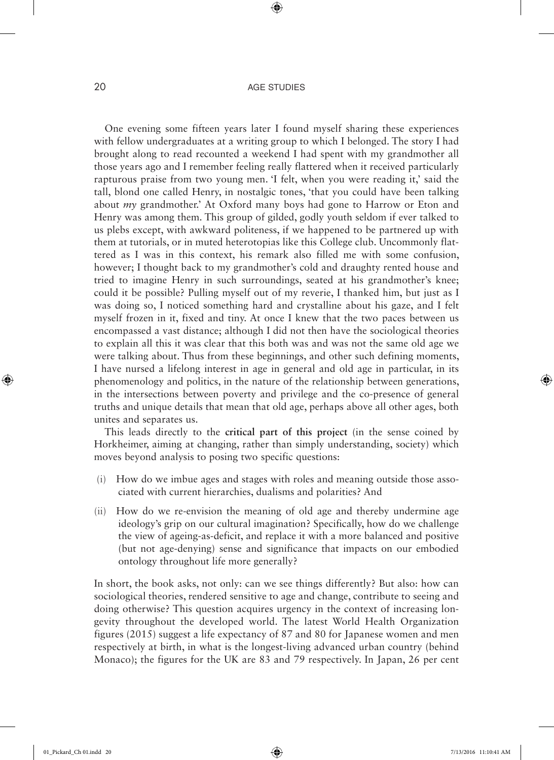One evening some fifteen years later I found myself sharing these experiences with fellow undergraduates at a writing group to which I belonged. The story I had brought along to read recounted a weekend I had spent with my grandmother all those years ago and I remember feeling really flattered when it received particularly rapturous praise from two young men. 'I felt, when you were reading it,' said the tall, blond one called Henry, in nostalgic tones, 'that you could have been talking about *my* grandmother.' At Oxford many boys had gone to Harrow or Eton and Henry was among them. This group of gilded, godly youth seldom if ever talked to us plebs except, with awkward politeness, if we happened to be partnered up with them at tutorials, or in muted heterotopias like this College club. Uncommonly flattered as I was in this context, his remark also filled me with some confusion, however; I thought back to my grandmother's cold and draughty rented house and tried to imagine Henry in such surroundings, seated at his grandmother's knee; could it be possible? Pulling myself out of my reverie, I thanked him, but just as I was doing so, I noticed something hard and crystalline about his gaze, and I felt myself frozen in it, fixed and tiny. At once I knew that the two paces between us encompassed a vast distance; although I did not then have the sociological theories to explain all this it was clear that this both was and was not the same old age we were talking about. Thus from these beginnings, and other such defining moments, I have nursed a lifelong interest in age in general and old age in particular, in its phenomenology and politics, in the nature of the relationship between generations, in the intersections between poverty and privilege and the co-presence of general truths and unique details that mean that old age, perhaps above all other ages, both unites and separates us.

This leads directly to the **critical part of this project** (in the sense coined by Horkheimer, aiming at changing, rather than simply understanding, society) which moves beyond analysis to posing two specific questions:

(i) How do we imbue ages and stages with roles and meaning outside those associated with current hierarchies, dualisms and polarities? And

(ii) How do we re-envision the meaning of old age and thereby undermine age ideology's grip on our cultural imagination? Specifically, how do we challenge the view of ageing-as-deficit, and replace it with a more balanced and positive (but not age-denying) sense and significance that impacts on our embodied ontology throughout life more generally?

In short, the book asks, not only: can we see things differently? But also: how can sociological theories, rendered sensitive to age and change, contribute to seeing and doing otherwise? This question acquires urgency in the context of increasing longevity throughout the developed world. The latest World Health Organization figures (2015) suggest a life expectancy of 87 and 80 for Japanese women and men respectively at birth, in what is the longest-living advanced urban country (behind Monaco); the figures for the UK are 83 and 79 respectively. In Japan, 26 per cent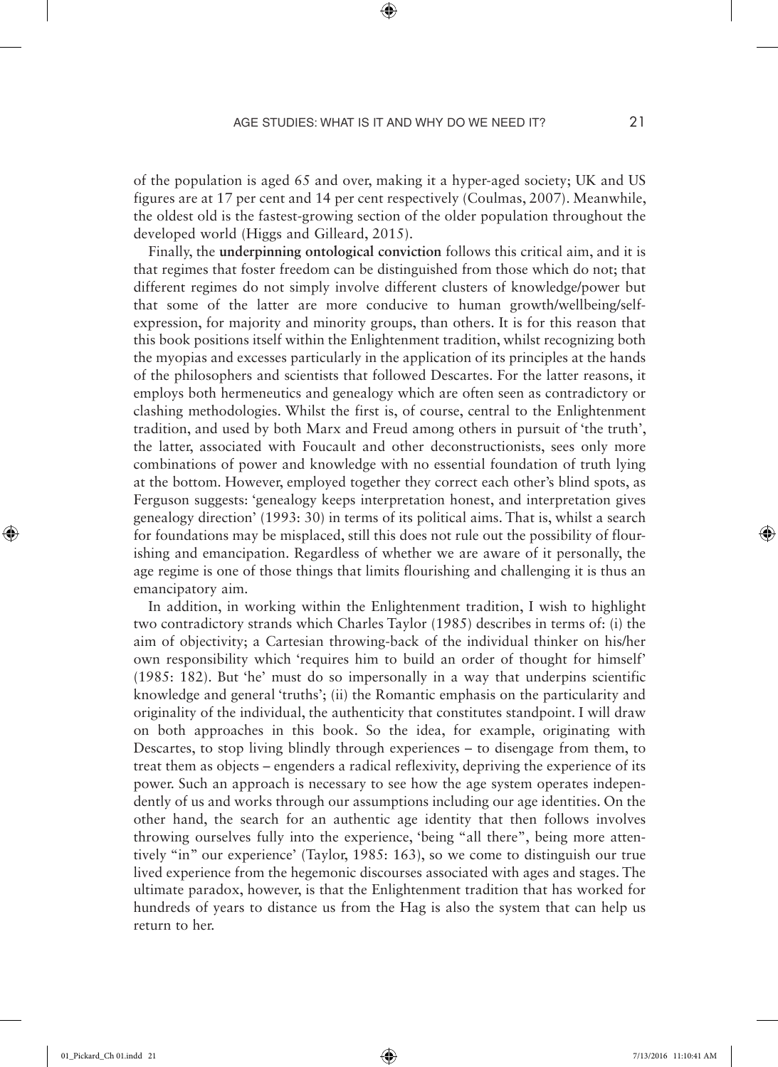of the population is aged 65 and over, making it a hyper-aged society; UK and US figures are at 17 per cent and 14 per cent respectively (Coulmas, 2007). Meanwhile, the oldest old is the fastest-growing section of the older population throughout the developed world (Higgs and Gilleard, 2015).

Finally, the **underpinning ontological conviction** follows this critical aim, and it is that regimes that foster freedom can be distinguished from those which do not; that different regimes do not simply involve different clusters of knowledge/power but that some of the latter are more conducive to human growth/wellbeing/self-expression, for majority and minority groups, than others. It is for this reason that this book positions itself within the Enlightenment tradition, whilst recognizing both the myopias and excesses particularly in the application of its principles at the hands of the philosophers and scientists that followed Descartes. For the latter reasons, it employs both hermeneutics and genealogy which are often seen as contradictory or clashing methodologies. Whilst the first is, of course, central to the Enlightenment tradition, and used by both Marx and Freud among others in pursuit of 'the truth', the latter, associated with Foucault and other deconstructionists, sees only more combinations of power and knowledge with no essential foundation of truth lying at the bottom. However, employed together they correct each other's blind spots, as Ferguson suggests: 'genealogy keeps interpretation honest, and interpretation gives genealogy direction' (1993: 30) in terms of its political aims. That is, whilst a search for foundations may be misplaced, still this does not rule out the possibility of flourishing and emancipation. Regardless of whether we are aware of it personally, the age regime is one of those things that limits flourishing and challenging it is thus an emancipatory aim.

In addition, in working within the Enlightenment tradition, I wish to highlight two contradictory strands which Charles Taylor (1985) describes in terms of: (i) the aim of objectivity; a Cartesian throwing-back of the individual thinker on his/her own responsibility which 'requires him to build an order of thought for himself' (1985: 182). But 'he' must do so impersonally in a way that underpins scientific knowledge and general 'truths'; (ii) the Romantic emphasis on the particularity and originality of the individual, the authenticity that constitutes standpoint. I will draw on both approaches in this book. So the idea, for example, originating with Descartes, to stop living blindly through experiences – to disengage from them, to treat them as objects – engenders a radical reflexivity, depriving the experience of its power. Such an approach is necessary to see how the age system operates independently of us and works through our assumptions including our age identities. On the other hand, the search for an authentic age identity that then follows involves throwing ourselves fully into the experience, 'being "all there", being more attentively "in" our experience' (Taylor, 1985: 163), so we come to distinguish our true lived experience from the hegemonic discourses associated with ages and stages. The ultimate paradox, however, is that the Enlightenment tradition that has worked for hundreds of years to distance us from the Hag is also the system that can help us return to her.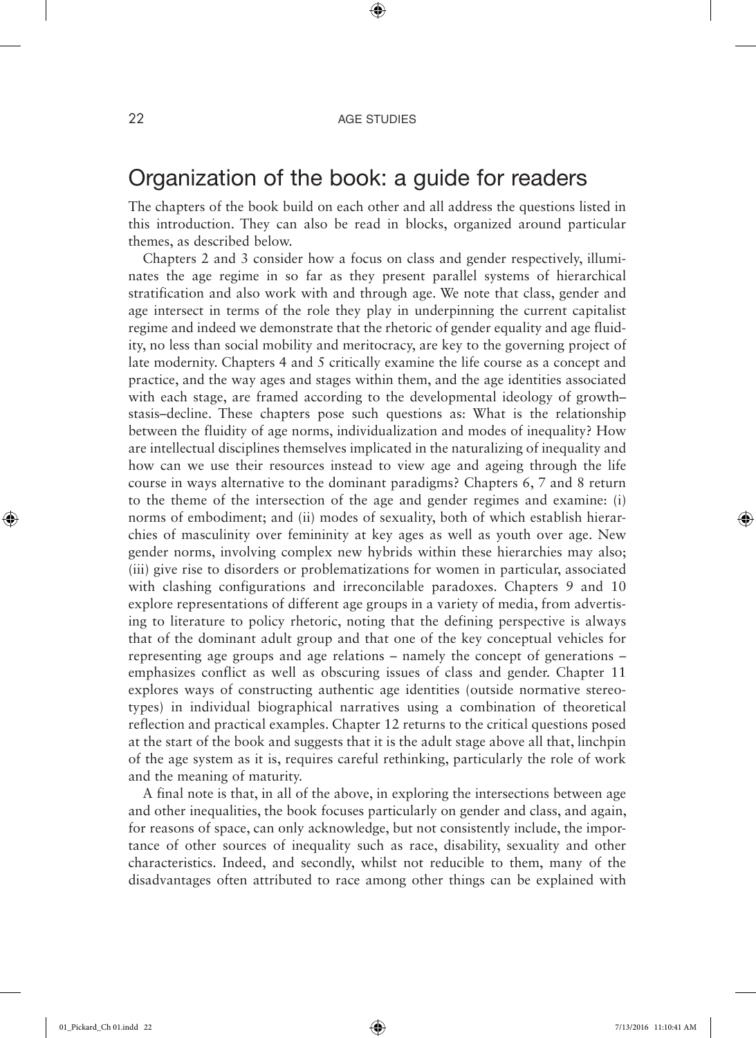## Organization of the book: a guide for readers

The chapters of the book build on each other and all address the questions listed in this introduction. They can also be read in blocks, organized around particular themes, as described below.

Chapters 2 and 3 consider how a focus on class and gender respectively, illuminates the age regime in so far as they present parallel systems of hierarchical stratification and also work with and through age. We note that class, gender and age intersect in terms of the role they play in underpinning the current capitalist regime and indeed we demonstrate that the rhetoric of gender equality and age fluidity, no less than social mobility and meritocracy, are key to the governing project of late modernity. Chapters 4 and 5 critically examine the life course as a concept and practice, and the way ages and stages within them, and the age identities associated with each stage, are framed according to the developmental ideology of growth–stasis–decline. These chapters pose such questions as: What is the relationship between the fluidity of age norms, individualization and modes of inequality? How are intellectual disciplines themselves implicated in the naturalizing of inequality and how can we use their resources instead to view age and ageing through the life course in ways alternative to the dominant paradigms? Chapters 6, 7 and 8 return to the theme of the intersection of the age and gender regimes and examine: (i) norms of embodiment; and (ii) modes of sexuality, both of which establish hierarchies of masculinity over femininity at key ages as well as youth over age. New gender norms, involving complex new hybrids within these hierarchies may also; (iii) give rise to disorders or problematizations for women in particular, associated with clashing configurations and irreconcilable paradoxes. Chapters 9 and 10 explore representations of different age groups in a variety of media, from advertising to literature to policy rhetoric, noting that the defining perspective is always that of the dominant adult group and that one of the key conceptual vehicles for representing age groups and age relations – namely the concept of generations – emphasizes conflict as well as obscuring issues of class and gender. Chapter 11 explores ways of constructing authentic age identities (outside normative stereotypes) in individual biographical narratives using a combination of theoretical reflection and practical examples. Chapter 12 returns to the critical questions posed at the start of the book and suggests that it is the adult stage above all that, linchpin of the age system as it is, requires careful rethinking, particularly the role of work and the meaning of maturity.

A final note is that, in all of the above, in exploring the intersections between age and other inequalities, the book focuses particularly on gender and class, and again, for reasons of space, can only acknowledge, but not consistently include, the importance of other sources of inequality such as race, disability, sexuality and other characteristics. Indeed, and secondly, whilst not reducible to them, many of the disadvantages often attributed to race among other things can be explained with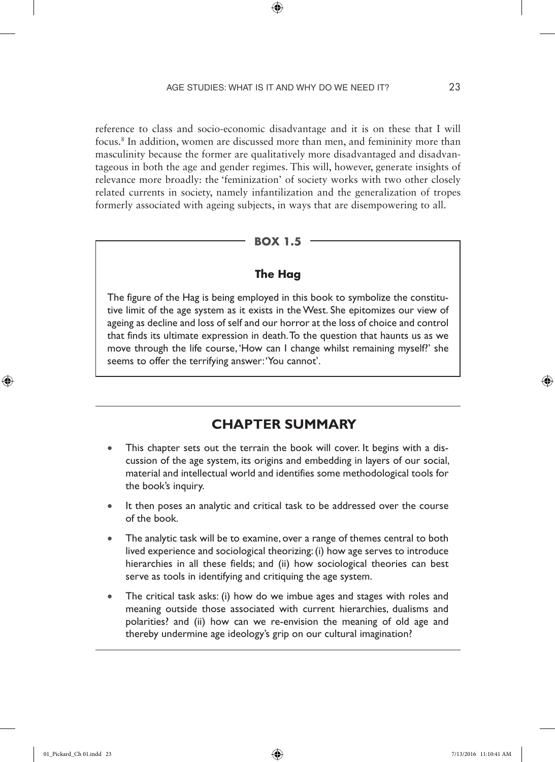reference to class and socio-economic disadvantage and it is on these that I will focus.[8] In addition, women are discussed more than men, and femininity more than masculinity because the former are qualitatively more disadvantaged and disadvantageous in both the age and gender regimes. This will, however, generate insights of relevance more broadly: the 'feminization' of society works with two other closely related currents in society, namely infantilization and the generalization of tropes formerly associated with ageing subjects, in ways that are disempowering to all.

> **BOX 1.5**
>
> **The Hag**
>
> The figure of the Hag is being employed in this book to symbolize the constitutive limit of the age system as it exists in the West. She epitomizes our view of ageing as decline and loss of self and our horror at the loss of choice and control that finds its ultimate expression in death. To the question that haunts us as we move through the life course, 'How can I change whilst remaining myself?' she seems to offer the terrifying answer: 'You cannot'.

## CHAPTER SUMMARY

- This chapter sets out the terrain the book will cover. It begins with a discussion of the age system, its origins and embedding in layers of our social, material and intellectual world and identifies some methodological tools for the book's inquiry.
- It then poses an analytic and critical task to be addressed over the course of the book.
- The analytic task will be to examine, over a range of themes central to both lived experience and sociological theorizing: (i) how age serves to introduce hierarchies in all these fields; and (ii) how sociological theories can best serve as tools in identifying and critiquing the age system.
- The critical task asks: (i) how do we imbue ages and stages with roles and meaning outside those associated with current hierarchies, dualisms and polarities? and (ii) how can we re-envision the meaning of old age and thereby undermine age ideology's grip on our cultural imagination?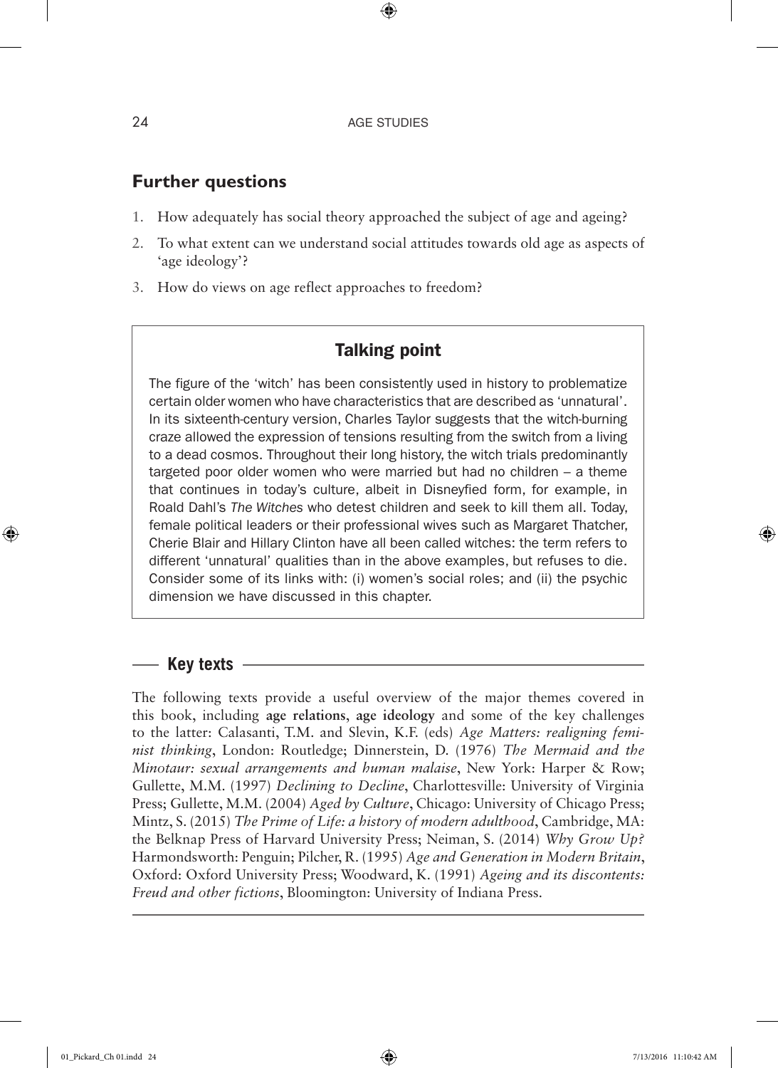## Further questions

1. How adequately has social theory approached the subject of age and ageing?
2. To what extent can we understand social attitudes towards old age as aspects of 'age ideology'?
3. How do views on age reflect approaches to freedom?

### Talking point

The figure of the 'witch' has been consistently used in history to problematize certain older women who have characteristics that are described as 'unnatural'. In its sixteenth-century version, Charles Taylor suggests that the witch-burning craze allowed the expression of tensions resulting from the switch from a living to a dead cosmos. Throughout their long history, the witch trials predominantly targeted poor older women who were married but had no children – a theme that continues in today's culture, albeit in Disneyfied form, for example, in Roald Dahl's *The Witches* who detest children and seek to kill them all. Today, female political leaders or their professional wives such as Margaret Thatcher, Cherie Blair and Hillary Clinton have all been called witches: the term refers to different 'unnatural' qualities than in the above examples, but refuses to die. Consider some of its links with: (i) women's social roles; and (ii) the psychic dimension we have discussed in this chapter.

### Key texts

The following texts provide a useful overview of the major themes covered in this book, including **age relations**, **age ideology** and some of the key challenges to the latter: Calasanti, T.M. and Slevin, K.F. (eds) *Age Matters: realigning feminist thinking*, London: Routledge; Dinnerstein, D. (1976) *The Mermaid and the Minotaur: sexual arrangements and human malaise*, New York: Harper & Row; Gullette, M.M. (1997) *Declining to Decline*, Charlottesville: University of Virginia Press; Gullette, M.M. (2004) *Aged by Culture*, Chicago: University of Chicago Press; Mintz, S. (2015) *The Prime of Life: a history of modern adulthood*, Cambridge, MA: the Belknap Press of Harvard University Press; Neiman, S. (2014) *Why Grow Up?* Harmondsworth: Penguin; Pilcher, R. (1995) *Age and Generation in Modern Britain*, Oxford: Oxford University Press; Woodward, K. (1991) *Ageing and its discontents: Freud and other fictions*, Bloomington: University of Indiana Press.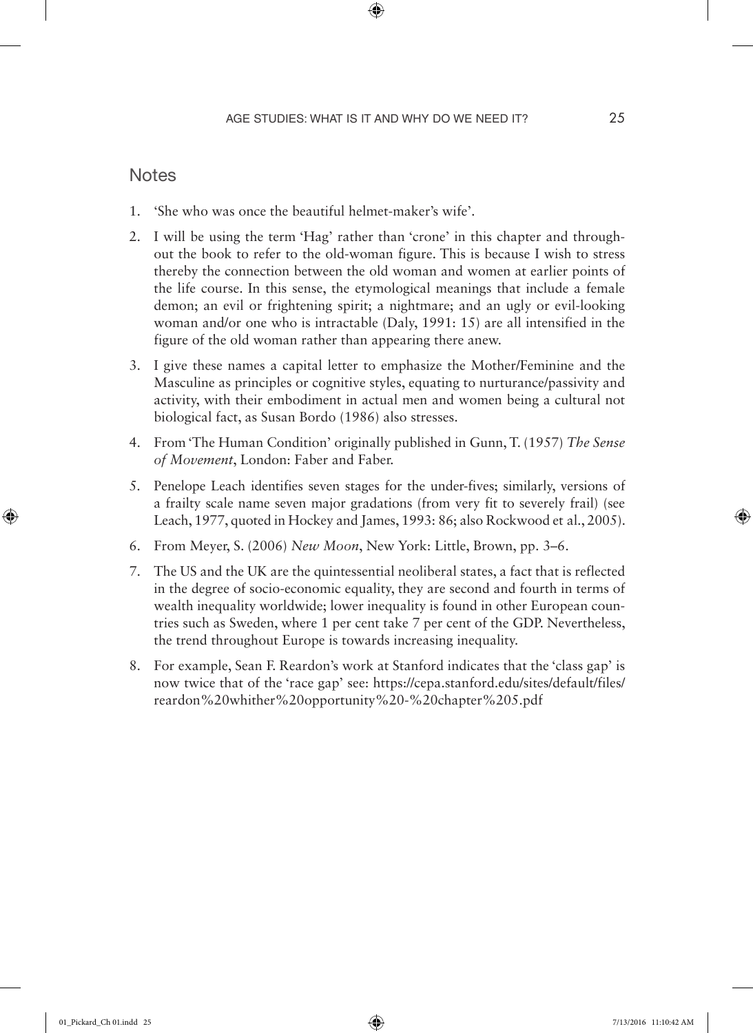## Notes

1. 'She who was once the beautiful helmet-maker's wife'.
2. I will be using the term 'Hag' rather than 'crone' in this chapter and throughout the book to refer to the old-woman figure. This is because I wish to stress thereby the connection between the old woman and women at earlier points of the life course. In this sense, the etymological meanings that include a female demon; an evil or frightening spirit; a nightmare; and an ugly or evil-looking woman and/or one who is intractable (Daly, 1991: 15) are all intensified in the figure of the old woman rather than appearing there anew.
3. I give these names a capital letter to emphasize the Mother/Feminine and the Masculine as principles or cognitive styles, equating to nurturance/passivity and activity, with their embodiment in actual men and women being a cultural not biological fact, as Susan Bordo (1986) also stresses.
4. From 'The Human Condition' originally published in Gunn, T. (1957) *The Sense of Movement*, London: Faber and Faber.
5. Penelope Leach identifies seven stages for the under-fives; similarly, versions of a frailty scale name seven major gradations (from very fit to severely frail) (see Leach, 1977, quoted in Hockey and James, 1993: 86; also Rockwood et al., 2005).
6. From Meyer, S. (2006) *New Moon*, New York: Little, Brown, pp. 3–6.
7. The US and the UK are the quintessential neoliberal states, a fact that is reflected in the degree of socio-economic equality, they are second and fourth in terms of wealth inequality worldwide; lower inequality is found in other European countries such as Sweden, where 1 per cent take 7 per cent of the GDP. Nevertheless, the trend throughout Europe is towards increasing inequality.
8. For example, Sean F. Reardon's work at Stanford indicates that the 'class gap' is now twice that of the 'race gap' see: https://cepa.stanford.edu/sites/default/files/reardon%20whither%20opportunity%20-%20chapter%205.pdf